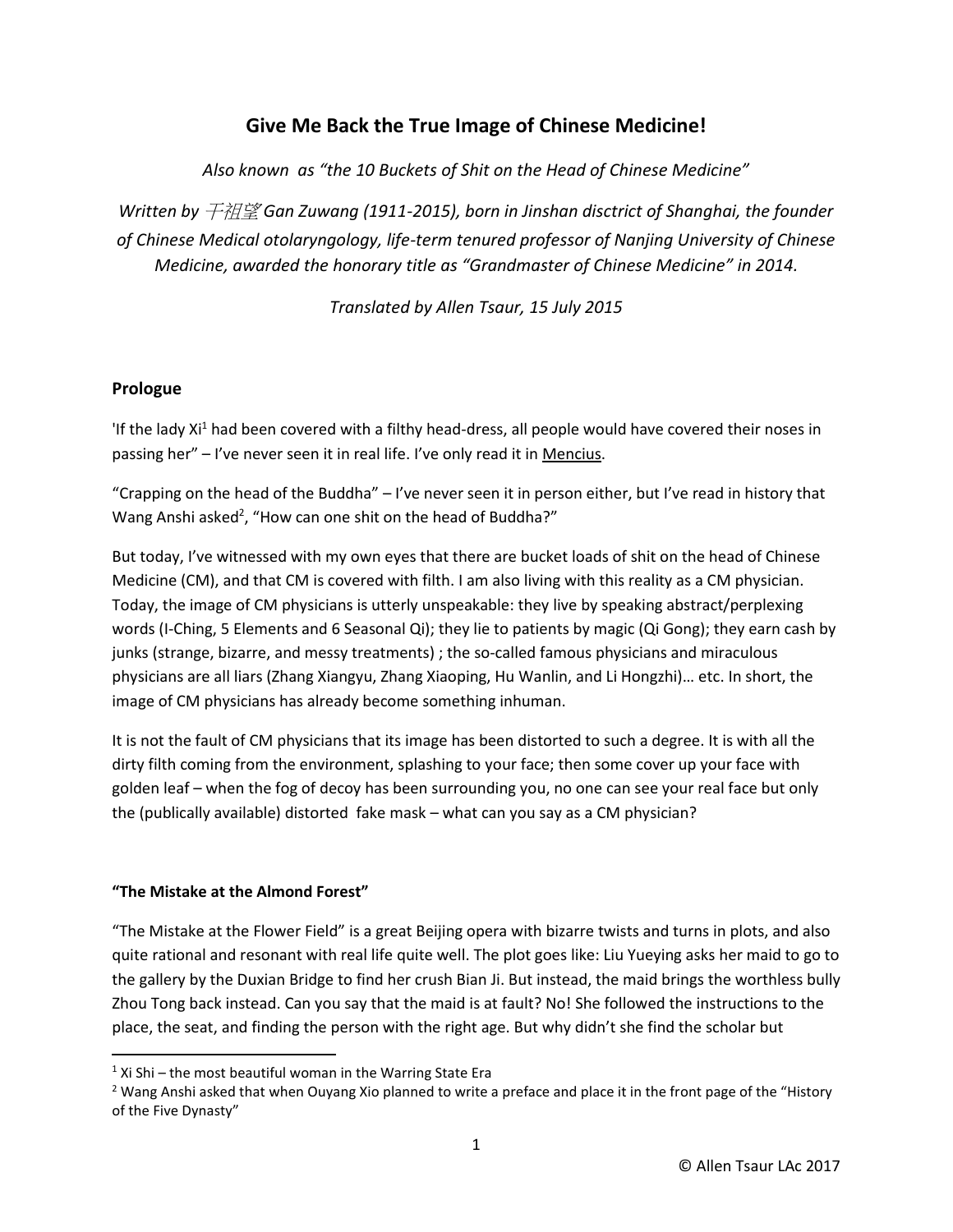# Give Me Back the True Image of Chinese Medicine!

*Also known as "the 10 Buckets of Shit on the Head of Chinese Medicine"*

*Written by 干祖望 Gan Zuwang (1911-2015), born in Jinshan disctrict of Shanghai, the founder of Chinese Medical otolaryngology, life-term tenured professor of Nanjing University of Chinese Medicine, awarded the honorary title as "Grandmaster of Chinese Medicine" in 2014.*

*Translated by Allen Tsaur, 15 July 2015*

## Prologue

'If the lady Xi[1] had been covered with a filthy head-dress, all people would have covered their noses in passing her" – I've never seen it in real life. I've only read it in Mencius.

"Crapping on the head of the Buddha" – I've never seen it in person either, but I've read in history that Wang Anshi asked[2], "How can one shit on the head of Buddha?"

But today, I've witnessed with my own eyes that there are bucket loads of shit on the head of Chinese Medicine (CM), and that CM is covered with filth. I am also living with this reality as a CM physician. Today, the image of CM physicians is utterly unspeakable: they live by speaking abstract/perplexing words (I-Ching, 5 Elements and 6 Seasonal Qi); they lie to patients by magic (Qi Gong); they earn cash by junks (strange, bizarre, and messy treatments) ; the so-called famous physicians and miraculous physicians are all liars (Zhang Xiangyu, Zhang Xiaoping, Hu Wanlin, and Li Hongzhi)… etc. In short, the image of CM physicians has already become something inhuman.

It is not the fault of CM physicians that its image has been distorted to such a degree. It is with all the dirty filth coming from the environment, splashing to your face; then some cover up your face with golden leaf – when the fog of decoy has been surrounding you, no one can see your real face but only the (publically available) distorted fake mask – what can you say as a CM physician?

### "The Mistake at the Almond Forest"

"The Mistake at the Flower Field" is a great Beijing opera with bizarre twists and turns in plots, and also quite rational and resonant with real life quite well. The plot goes like: Liu Yueying asks her maid to go to the gallery by the Duxian Bridge to find her crush Bian Ji. But instead, the maid brings the worthless bully Zhou Tong back instead. Can you say that the maid is at fault? No! She followed the instructions to the place, the seat, and finding the person with the right age. But why didn't she find the scholar but

---

[1] Xi Shi – the most beautiful woman in the Warring State Era

[2] Wang Anshi asked that when Ouyang Xio planned to write a preface and place it in the front page of the "History of the Five Dynasty"

© Allen Tsaur LAc 2017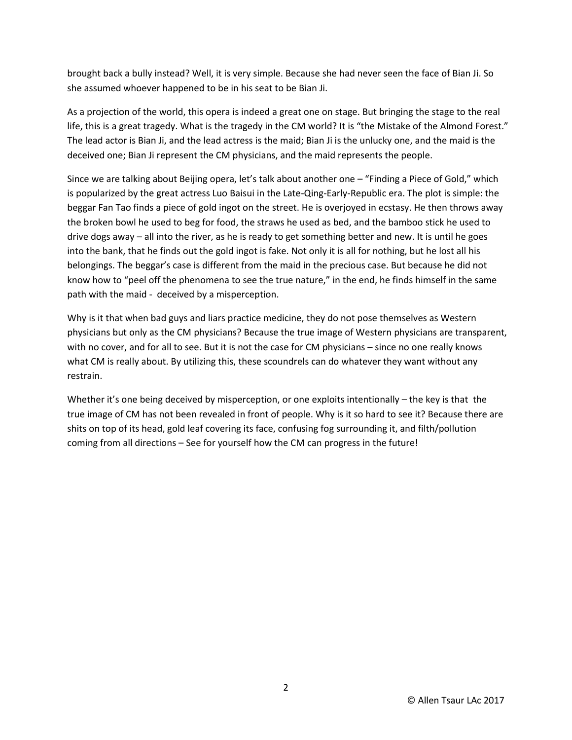brought back a bully instead? Well, it is very simple. Because she had never seen the face of Bian Ji. So she assumed whoever happened to be in his seat to be Bian Ji.

As a projection of the world, this opera is indeed a great one on stage. But bringing the stage to the real life, this is a great tragedy. What is the tragedy in the CM world? It is "the Mistake of the Almond Forest." The lead actor is Bian Ji, and the lead actress is the maid; Bian Ji is the unlucky one, and the maid is the deceived one; Bian Ji represent the CM physicians, and the maid represents the people.

Since we are talking about Beijing opera, let's talk about another one – "Finding a Piece of Gold," which is popularized by the great actress Luo Baisui in the Late-Qing-Early-Republic era. The plot is simple: the beggar Fan Tao finds a piece of gold ingot on the street. He is overjoyed in ecstasy. He then throws away the broken bowl he used to beg for food, the straws he used as bed, and the bamboo stick he used to drive dogs away – all into the river, as he is ready to get something better and new. It is until he goes into the bank, that he finds out the gold ingot is fake. Not only it is all for nothing, but he lost all his belongings. The beggar's case is different from the maid in the precious case. But because he did not know how to "peel off the phenomena to see the true nature," in the end, he finds himself in the same path with the maid - deceived by a misperception.

Why is it that when bad guys and liars practice medicine, they do not pose themselves as Western physicians but only as the CM physicians? Because the true image of Western physicians are transparent, with no cover, and for all to see. But it is not the case for CM physicians – since no one really knows what CM is really about. By utilizing this, these scoundrels can do whatever they want without any restrain.

Whether it's one being deceived by misperception, or one exploits intentionally – the key is that the true image of CM has not been revealed in front of people. Why is it so hard to see it? Because there are shits on top of its head, gold leaf covering its face, confusing fog surrounding it, and filth/pollution coming from all directions – See for yourself how the CM can progress in the future!

© Allen Tsaur LAc 2017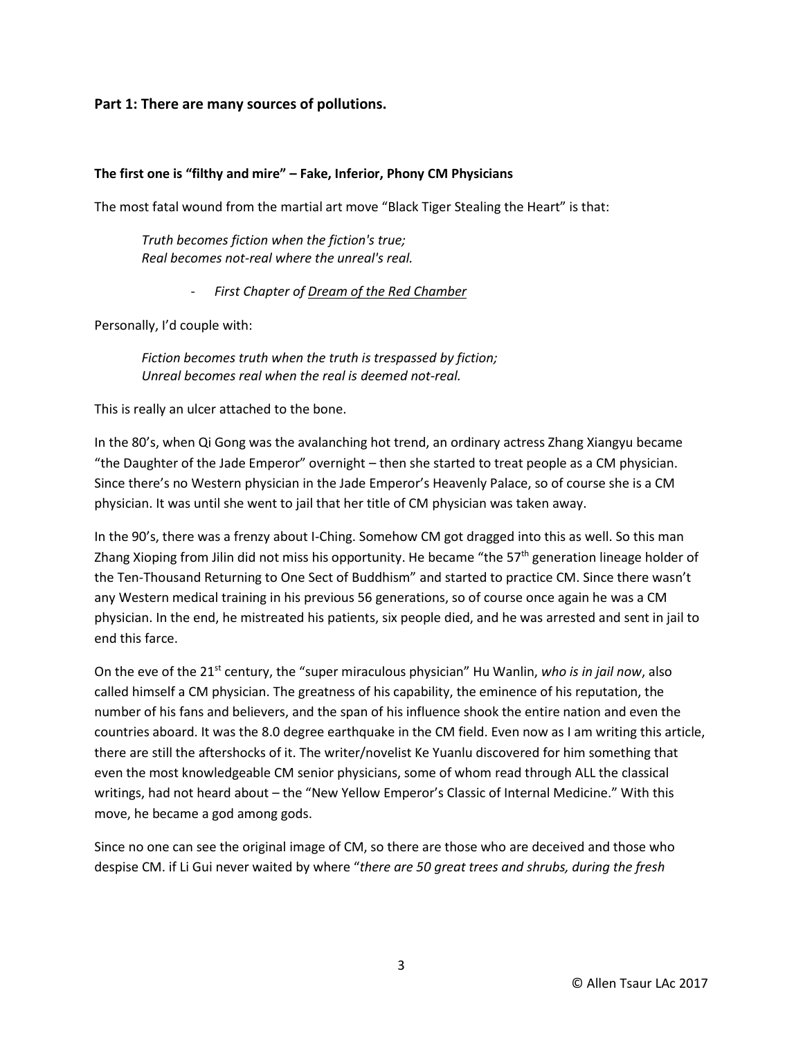## Part 1: There are many sources of pollutions.

### The first one is "filthy and mire" – Fake, Inferior, Phony CM Physicians

The most fatal wound from the martial art move "Black Tiger Stealing the Heart" is that:

> *Truth becomes fiction when the fiction's true;*
> *Real becomes not-real where the unreal's real.*
>
> - *First Chapter of Dream of the Red Chamber*

Personally, I'd couple with:

> *Fiction becomes truth when the truth is trespassed by fiction;*
> *Unreal becomes real when the real is deemed not-real.*

This is really an ulcer attached to the bone.

In the 80's, when Qi Gong was the avalanching hot trend, an ordinary actress Zhang Xiangyu became "the Daughter of the Jade Emperor" overnight – then she started to treat people as a CM physician. Since there's no Western physician in the Jade Emperor's Heavenly Palace, so of course she is a CM physician. It was until she went to jail that her title of CM physician was taken away.

In the 90's, there was a frenzy about I-Ching. Somehow CM got dragged into this as well. So this man Zhang Xioping from Jilin did not miss his opportunity. He became "the 57th generation lineage holder of the Ten-Thousand Returning to One Sect of Buddhism" and started to practice CM. Since there wasn't any Western medical training in his previous 56 generations, so of course once again he was a CM physician. In the end, he mistreated his patients, six people died, and he was arrested and sent in jail to end this farce.

On the eve of the 21st century, the "super miraculous physician" Hu Wanlin, *who is in jail now*, also called himself a CM physician. The greatness of his capability, the eminence of his reputation, the number of his fans and believers, and the span of his influence shook the entire nation and even the countries aboard. It was the 8.0 degree earthquake in the CM field. Even now as I am writing this article, there are still the aftershocks of it. The writer/novelist Ke Yuanlu discovered for him something that even the most knowledgeable CM senior physicians, some of whom read through ALL the classical writings, had not heard about – the "New Yellow Emperor's Classic of Internal Medicine." With this move, he became a god among gods.

Since no one can see the original image of CM, so there are those who are deceived and those who despise CM. if Li Gui never waited by where "*there are 50 great trees and shrubs, during the fresh*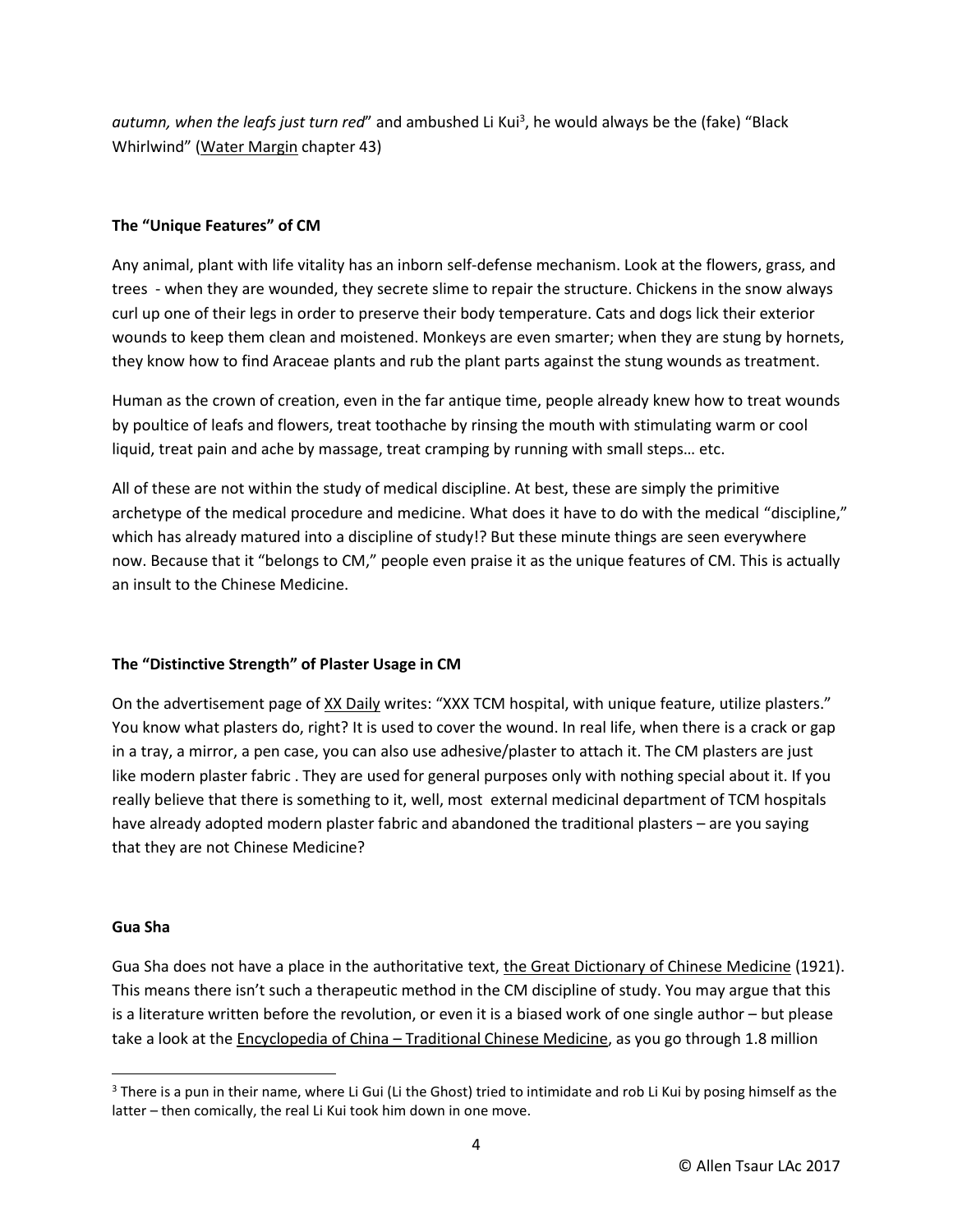*autumn, when the leafs just turn red*" and ambushed Li Kui[3], he would always be the (fake) "Black Whirlwind" (Water Margin chapter 43)

**The "Unique Features" of CM**

Any animal, plant with life vitality has an inborn self-defense mechanism. Look at the flowers, grass, and trees - when they are wounded, they secrete slime to repair the structure. Chickens in the snow always curl up one of their legs in order to preserve their body temperature. Cats and dogs lick their exterior wounds to keep them clean and moistened. Monkeys are even smarter; when they are stung by hornets, they know how to find Araceae plants and rub the plant parts against the stung wounds as treatment.

Human as the crown of creation, even in the far antique time, people already knew how to treat wounds by poultice of leafs and flowers, treat toothache by rinsing the mouth with stimulating warm or cool liquid, treat pain and ache by massage, treat cramping by running with small steps… etc.

All of these are not within the study of medical discipline. At best, these are simply the primitive archetype of the medical procedure and medicine. What does it have to do with the medical "discipline," which has already matured into a discipline of study!? But these minute things are seen everywhere now. Because that it "belongs to CM," people even praise it as the unique features of CM. This is actually an insult to the Chinese Medicine.

**The "Distinctive Strength" of Plaster Usage in CM**

On the advertisement page of XX Daily writes: "XXX TCM hospital, with unique feature, utilize plasters." You know what plasters do, right? It is used to cover the wound. In real life, when there is a crack or gap in a tray, a mirror, a pen case, you can also use adhesive/plaster to attach it. The CM plasters are just like modern plaster fabric . They are used for general purposes only with nothing special about it. If you really believe that there is something to it, well, most external medicinal department of TCM hospitals have already adopted modern plaster fabric and abandoned the traditional plasters – are you saying that they are not Chinese Medicine?

**Gua Sha**

Gua Sha does not have a place in the authoritative text, the Great Dictionary of Chinese Medicine (1921). This means there isn't such a therapeutic method in the CM discipline of study. You may argue that this is a literature written before the revolution, or even it is a biased work of one single author – but please take a look at the Encyclopedia of China – Traditional Chinese Medicine, as you go through 1.8 million

[3] There is a pun in their name, where Li Gui (Li the Ghost) tried to intimidate and rob Li Kui by posing himself as the latter – then comically, the real Li Kui took him down in one move.

© Allen Tsaur LAc 2017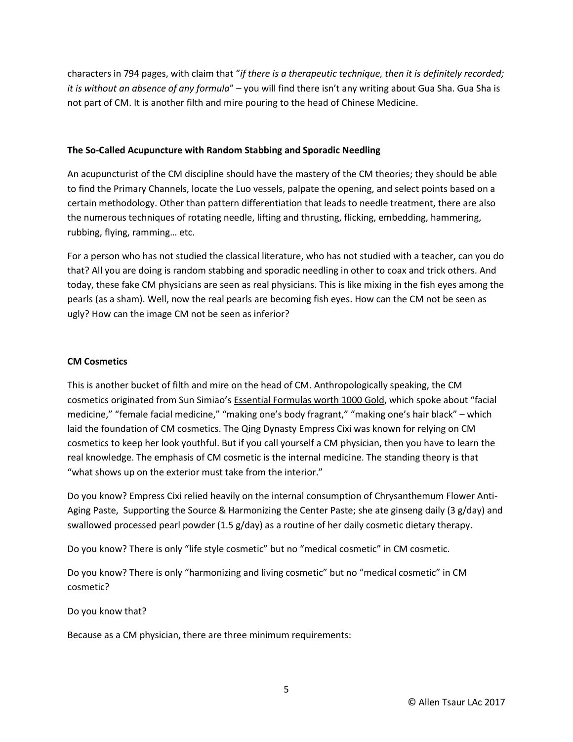characters in 794 pages, with claim that "*if there is a therapeutic technique, then it is definitely recorded; it is without an absence of any formula*" – you will find there isn't any writing about Gua Sha. Gua Sha is not part of CM. It is another filth and mire pouring to the head of Chinese Medicine.

**The So-Called Acupuncture with Random Stabbing and Sporadic Needling**

An acupuncturist of the CM discipline should have the mastery of the CM theories; they should be able to find the Primary Channels, locate the Luo vessels, palpate the opening, and select points based on a certain methodology. Other than pattern differentiation that leads to needle treatment, there are also the numerous techniques of rotating needle, lifting and thrusting, flicking, embedding, hammering, rubbing, flying, ramming… etc.

For a person who has not studied the classical literature, who has not studied with a teacher, can you do that? All you are doing is random stabbing and sporadic needling in other to coax and trick others. And today, these fake CM physicians are seen as real physicians. This is like mixing in the fish eyes among the pearls (as a sham). Well, now the real pearls are becoming fish eyes. How can the CM not be seen as ugly? How can the image CM not be seen as inferior?

**CM Cosmetics**

This is another bucket of filth and mire on the head of CM. Anthropologically speaking, the CM cosmetics originated from Sun Simiao's Essential Formulas worth 1000 Gold, which spoke about "facial medicine," "female facial medicine," "making one's body fragrant," "making one's hair black" – which laid the foundation of CM cosmetics. The Qing Dynasty Empress Cixi was known for relying on CM cosmetics to keep her look youthful. But if you call yourself a CM physician, then you have to learn the real knowledge. The emphasis of CM cosmetic is the internal medicine. The standing theory is that "what shows up on the exterior must take from the interior."

Do you know? Empress Cixi relied heavily on the internal consumption of Chrysanthemum Flower Anti-Aging Paste, Supporting the Source & Harmonizing the Center Paste; she ate ginseng daily (3 g/day) and swallowed processed pearl powder (1.5 g/day) as a routine of her daily cosmetic dietary therapy.

Do you know? There is only "life style cosmetic" but no "medical cosmetic" in CM cosmetic.

Do you know? There is only "harmonizing and living cosmetic" but no "medical cosmetic" in CM cosmetic?

Do you know that?

Because as a CM physician, there are three minimum requirements: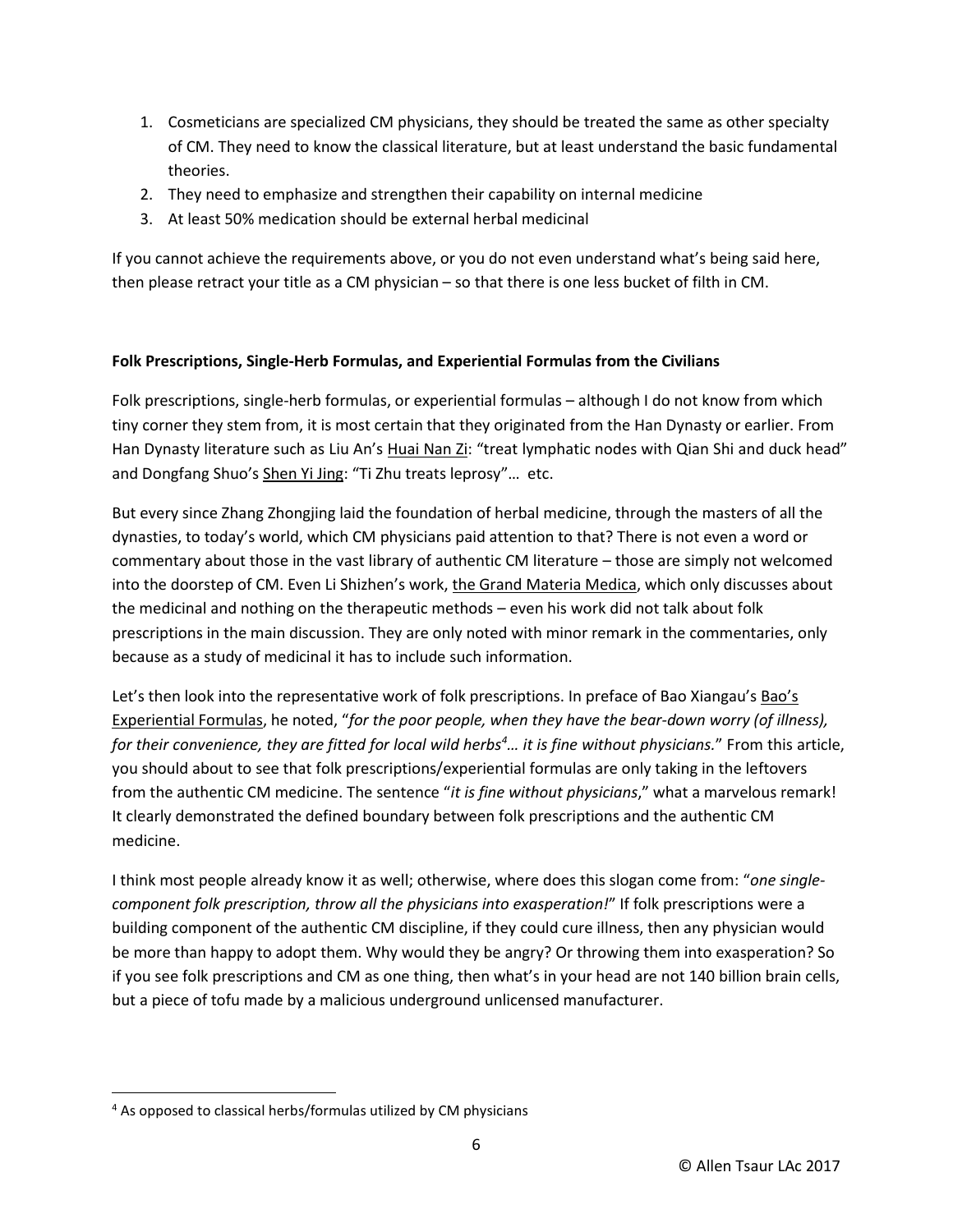1. Cosmeticians are specialized CM physicians, they should be treated the same as other specialty of CM. They need to know the classical literature, but at least understand the basic fundamental theories.
2. They need to emphasize and strengthen their capability on internal medicine
3. At least 50% medication should be external herbal medicinal

If you cannot achieve the requirements above, or you do not even understand what's being said here, then please retract your title as a CM physician – so that there is one less bucket of filth in CM.

**Folk Prescriptions, Single-Herb Formulas, and Experiential Formulas from the Civilians**

Folk prescriptions, single-herb formulas, or experiential formulas – although I do not know from which tiny corner they stem from, it is most certain that they originated from the Han Dynasty or earlier. From Han Dynasty literature such as Liu An's Huai Nan Zi: "treat lymphatic nodes with Qian Shi and duck head" and Dongfang Shuo's Shen Yi Jing: "Ti Zhu treats leprosy"… etc.

But every since Zhang Zhongjing laid the foundation of herbal medicine, through the masters of all the dynasties, to today's world, which CM physicians paid attention to that? There is not even a word or commentary about those in the vast library of authentic CM literature – those are simply not welcomed into the doorstep of CM. Even Li Shizhen's work, the Grand Materia Medica, which only discusses about the medicinal and nothing on the therapeutic methods – even his work did not talk about folk prescriptions in the main discussion. They are only noted with minor remark in the commentaries, only because as a study of medicinal it has to include such information.

Let's then look into the representative work of folk prescriptions. In preface of Bao Xiangau's Bao's Experiential Formulas, he noted, "*for the poor people, when they have the bear-down worry (of illness), for their convenience, they are fitted for local wild herbs*[4]*… it is fine without physicians.*" From this article, you should about to see that folk prescriptions/experiential formulas are only taking in the leftovers from the authentic CM medicine. The sentence "*it is fine without physicians*," what a marvelous remark! It clearly demonstrated the defined boundary between folk prescriptions and the authentic CM medicine.

I think most people already know it as well; otherwise, where does this slogan come from: "*one single-component folk prescription, throw all the physicians into exasperation!*" If folk prescriptions were a building component of the authentic CM discipline, if they could cure illness, then any physician would be more than happy to adopt them. Why would they be angry? Or throwing them into exasperation? So if you see folk prescriptions and CM as one thing, then what's in your head are not 140 billion brain cells, but a piece of tofu made by a malicious underground unlicensed manufacturer.

[4] As opposed to classical herbs/formulas utilized by CM physicians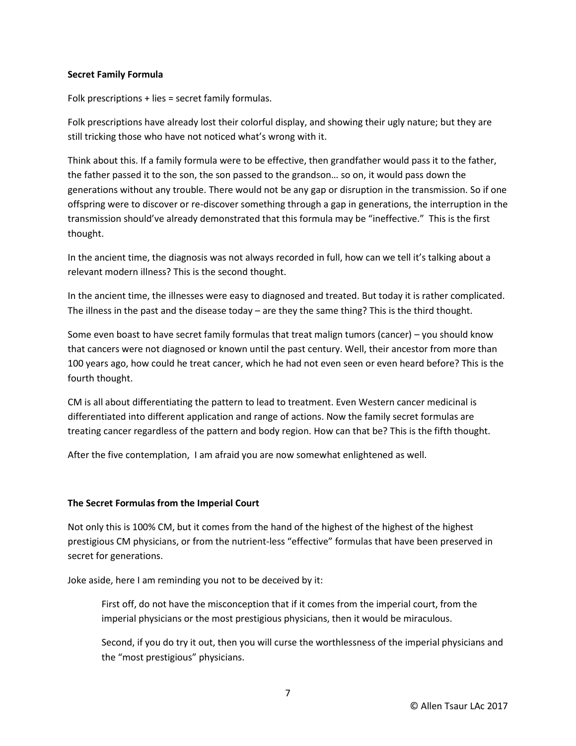**Secret Family Formula**

Folk prescriptions + lies = secret family formulas.

Folk prescriptions have already lost their colorful display, and showing their ugly nature; but they are still tricking those who have not noticed what's wrong with it.

Think about this. If a family formula were to be effective, then grandfather would pass it to the father, the father passed it to the son, the son passed to the grandson… so on, it would pass down the generations without any trouble. There would not be any gap or disruption in the transmission. So if one offspring were to discover or re-discover something through a gap in generations, the interruption in the transmission should've already demonstrated that this formula may be "ineffective." This is the first thought.

In the ancient time, the diagnosis was not always recorded in full, how can we tell it's talking about a relevant modern illness? This is the second thought.

In the ancient time, the illnesses were easy to diagnosed and treated. But today it is rather complicated. The illness in the past and the disease today – are they the same thing? This is the third thought.

Some even boast to have secret family formulas that treat malign tumors (cancer) – you should know that cancers were not diagnosed or known until the past century. Well, their ancestor from more than 100 years ago, how could he treat cancer, which he had not even seen or even heard before? This is the fourth thought.

CM is all about differentiating the pattern to lead to treatment. Even Western cancer medicinal is differentiated into different application and range of actions. Now the family secret formulas are treating cancer regardless of the pattern and body region. How can that be? This is the fifth thought.

After the five contemplation, I am afraid you are now somewhat enlightened as well.

**The Secret Formulas from the Imperial Court**

Not only this is 100% CM, but it comes from the hand of the highest of the highest of the highest prestigious CM physicians, or from the nutrient-less "effective" formulas that have been preserved in secret for generations.

Joke aside, here I am reminding you not to be deceived by it:

> First off, do not have the misconception that if it comes from the imperial court, from the imperial physicians or the most prestigious physicians, then it would be miraculous.
>
> Second, if you do try it out, then you will curse the worthlessness of the imperial physicians and the "most prestigious" physicians.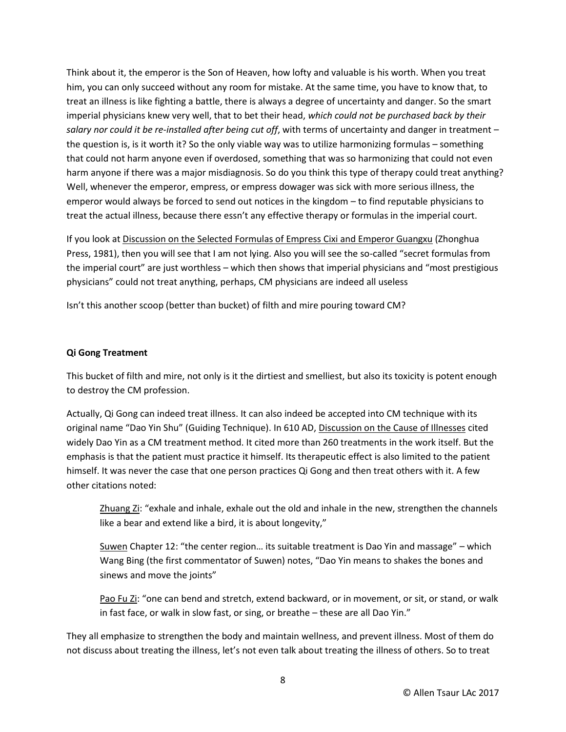Think about it, the emperor is the Son of Heaven, how lofty and valuable is his worth. When you treat him, you can only succeed without any room for mistake. At the same time, you have to know that, to treat an illness is like fighting a battle, there is always a degree of uncertainty and danger. So the smart imperial physicians knew very well, that to bet their head, *which could not be purchased back by their salary nor could it be re-installed after being cut off*, with terms of uncertainty and danger in treatment – the question is, is it worth it? So the only viable way was to utilize harmonizing formulas – something that could not harm anyone even if overdosed, something that was so harmonizing that could not even harm anyone if there was a major misdiagnosis. So do you think this type of therapy could treat anything? Well, whenever the emperor, empress, or empress dowager was sick with more serious illness, the emperor would always be forced to send out notices in the kingdom – to find reputable physicians to treat the actual illness, because there essn't any effective therapy or formulas in the imperial court.

If you look at <u>Discussion on the Selected Formulas of Empress Cixi and Emperor Guangxu</u> (Zhonghua Press, 1981), then you will see that I am not lying. Also you will see the so-called "secret formulas from the imperial court" are just worthless – which then shows that imperial physicians and "most prestigious physicians" could not treat anything, perhaps, CM physicians are indeed all useless

Isn't this another scoop (better than bucket) of filth and mire pouring toward CM?

**Qi Gong Treatment**

This bucket of filth and mire, not only is it the dirtiest and smelliest, but also its toxicity is potent enough to destroy the CM profession.

Actually, Qi Gong can indeed treat illness. It can also indeed be accepted into CM technique with its original name "Dao Yin Shu" (Guiding Technique). In 610 AD, <u>Discussion on the Cause of Illnesses</u> cited widely Dao Yin as a CM treatment method. It cited more than 260 treatments in the work itself. But the emphasis is that the patient must practice it himself. Its therapeutic effect is also limited to the patient himself. It was never the case that one person practices Qi Gong and then treat others with it. A few other citations noted:

> <u>Zhuang Zi</u>: "exhale and inhale, exhale out the old and inhale in the new, strengthen the channels like a bear and extend like a bird, it is about longevity,"
>
> <u>Suwen</u> Chapter 12: "the center region… its suitable treatment is Dao Yin and massage" – which Wang Bing (the first commentator of Suwen) notes, "Dao Yin means to shakes the bones and sinews and move the joints"
>
> <u>Pao Fu Zi</u>: "one can bend and stretch, extend backward, or in movement, or sit, or stand, or walk in fast face, or walk in slow fast, or sing, or breathe – these are all Dao Yin."

They all emphasize to strengthen the body and maintain wellness, and prevent illness. Most of them do not discuss about treating the illness, let's not even talk about treating the illness of others. So to treat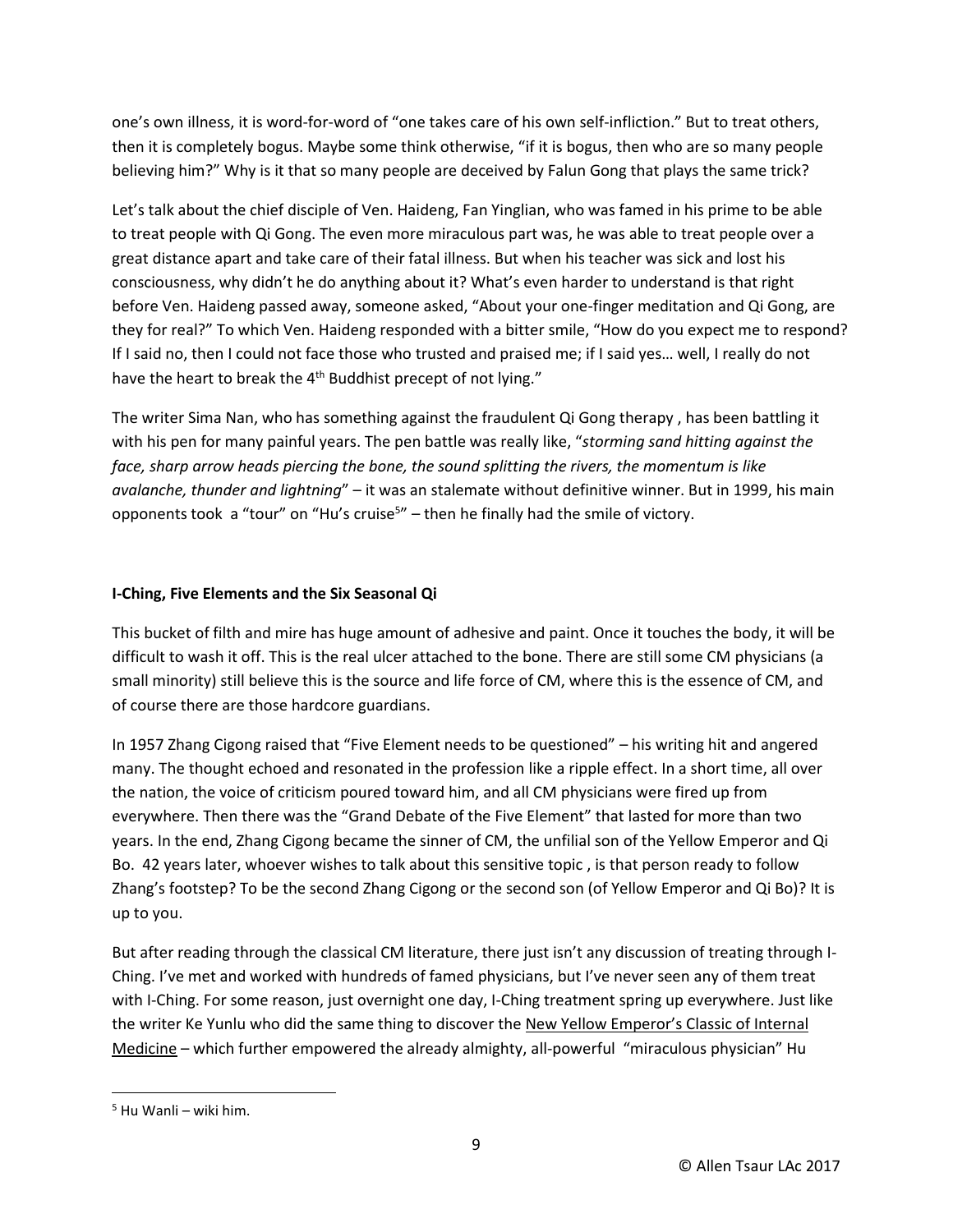one's own illness, it is word-for-word of "one takes care of his own self-infliction." But to treat others, then it is completely bogus. Maybe some think otherwise, "if it is bogus, then who are so many people believing him?" Why is it that so many people are deceived by Falun Gong that plays the same trick?

Let's talk about the chief disciple of Ven. Haideng, Fan Yinglian, who was famed in his prime to be able to treat people with Qi Gong. The even more miraculous part was, he was able to treat people over a great distance apart and take care of their fatal illness. But when his teacher was sick and lost his consciousness, why didn't he do anything about it? What's even harder to understand is that right before Ven. Haideng passed away, someone asked, "About your one-finger meditation and Qi Gong, are they for real?" To which Ven. Haideng responded with a bitter smile, "How do you expect me to respond? If I said no, then I could not face those who trusted and praised me; if I said yes… well, I really do not have the heart to break the 4th Buddhist precept of not lying."

The writer Sima Nan, who has something against the fraudulent Qi Gong therapy , has been battling it with his pen for many painful years. The pen battle was really like, "*storming sand hitting against the face, sharp arrow heads piercing the bone, the sound splitting the rivers, the momentum is like avalanche, thunder and lightning*" – it was an stalemate without definitive winner. But in 1999, his main opponents took a "tour" on "Hu's cruise[5]" – then he finally had the smile of victory.

**I-Ching, Five Elements and the Six Seasonal Qi**

This bucket of filth and mire has huge amount of adhesive and paint. Once it touches the body, it will be difficult to wash it off. This is the real ulcer attached to the bone. There are still some CM physicians (a small minority) still believe this is the source and life force of CM, where this is the essence of CM, and of course there are those hardcore guardians.

In 1957 Zhang Cigong raised that "Five Element needs to be questioned" – his writing hit and angered many. The thought echoed and resonated in the profession like a ripple effect. In a short time, all over the nation, the voice of criticism poured toward him, and all CM physicians were fired up from everywhere. Then there was the "Grand Debate of the Five Element" that lasted for more than two years. In the end, Zhang Cigong became the sinner of CM, the unfilial son of the Yellow Emperor and Qi Bo. 42 years later, whoever wishes to talk about this sensitive topic , is that person ready to follow Zhang's footstep? To be the second Zhang Cigong or the second son (of Yellow Emperor and Qi Bo)? It is up to you.

But after reading through the classical CM literature, there just isn't any discussion of treating through I-Ching. I've met and worked with hundreds of famed physicians, but I've never seen any of them treat with I-Ching. For some reason, just overnight one day, I-Ching treatment spring up everywhere. Just like the writer Ke Yunlu who did the same thing to discover the New Yellow Emperor's Classic of Internal Medicine – which further empowered the already almighty, all-powerful "miraculous physician" Hu

[5] Hu Wanli – wiki him.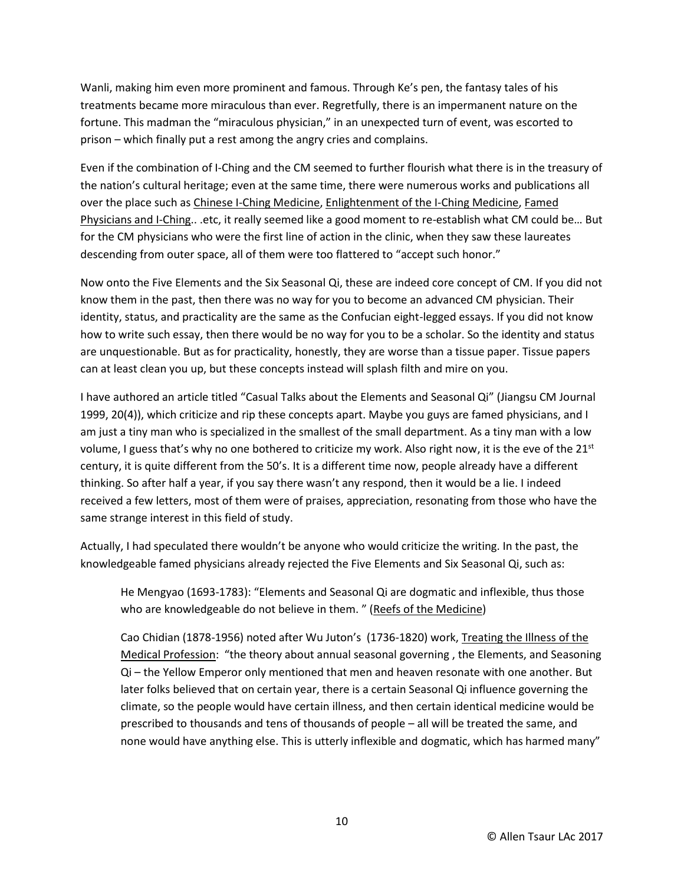Wanli, making him even more prominent and famous. Through Ke's pen, the fantasy tales of his treatments became more miraculous than ever. Regretfully, there is an impermanent nature on the fortune. This madman the "miraculous physician," in an unexpected turn of event, was escorted to prison – which finally put a rest among the angry cries and complains.

Even if the combination of I-Ching and the CM seemed to further flourish what there is in the treasury of the nation's cultural heritage; even at the same time, there were numerous works and publications all over the place such as Chinese I-Ching Medicine, Enlightenment of the I-Ching Medicine, Famed Physicians and I-Ching.. .etc, it really seemed like a good moment to re-establish what CM could be… But for the CM physicians who were the first line of action in the clinic, when they saw these laureates descending from outer space, all of them were too flattered to "accept such honor."

Now onto the Five Elements and the Six Seasonal Qi, these are indeed core concept of CM. If you did not know them in the past, then there was no way for you to become an advanced CM physician. Their identity, status, and practicality are the same as the Confucian eight-legged essays. If you did not know how to write such essay, then there would be no way for you to be a scholar. So the identity and status are unquestionable. But as for practicality, honestly, they are worse than a tissue paper. Tissue papers can at least clean you up, but these concepts instead will splash filth and mire on you.

I have authored an article titled "Casual Talks about the Elements and Seasonal Qi" (Jiangsu CM Journal 1999, 20(4)), which criticize and rip these concepts apart. Maybe you guys are famed physicians, and I am just a tiny man who is specialized in the smallest of the small department. As a tiny man with a low volume, I guess that's why no one bothered to criticize my work. Also right now, it is the eve of the 21st century, it is quite different from the 50's. It is a different time now, people already have a different thinking. So after half a year, if you say there wasn't any respond, then it would be a lie. I indeed received a few letters, most of them were of praises, appreciation, resonating from those who have the same strange interest in this field of study.

Actually, I had speculated there wouldn't be anyone who would criticize the writing. In the past, the knowledgeable famed physicians already rejected the Five Elements and Six Seasonal Qi, such as:

> He Mengyao (1693-1783): "Elements and Seasonal Qi are dogmatic and inflexible, thus those who are knowledgeable do not believe in them. " (Reefs of the Medicine)
>
> Cao Chidian (1878-1956) noted after Wu Juton's (1736-1820) work, Treating the Illness of the Medical Profession: "the theory about annual seasonal governing , the Elements, and Seasoning Qi – the Yellow Emperor only mentioned that men and heaven resonate with one another. But later folks believed that on certain year, there is a certain Seasonal Qi influence governing the climate, so the people would have certain illness, and then certain identical medicine would be prescribed to thousands and tens of thousands of people – all will be treated the same, and none would have anything else. This is utterly inflexible and dogmatic, which has harmed many"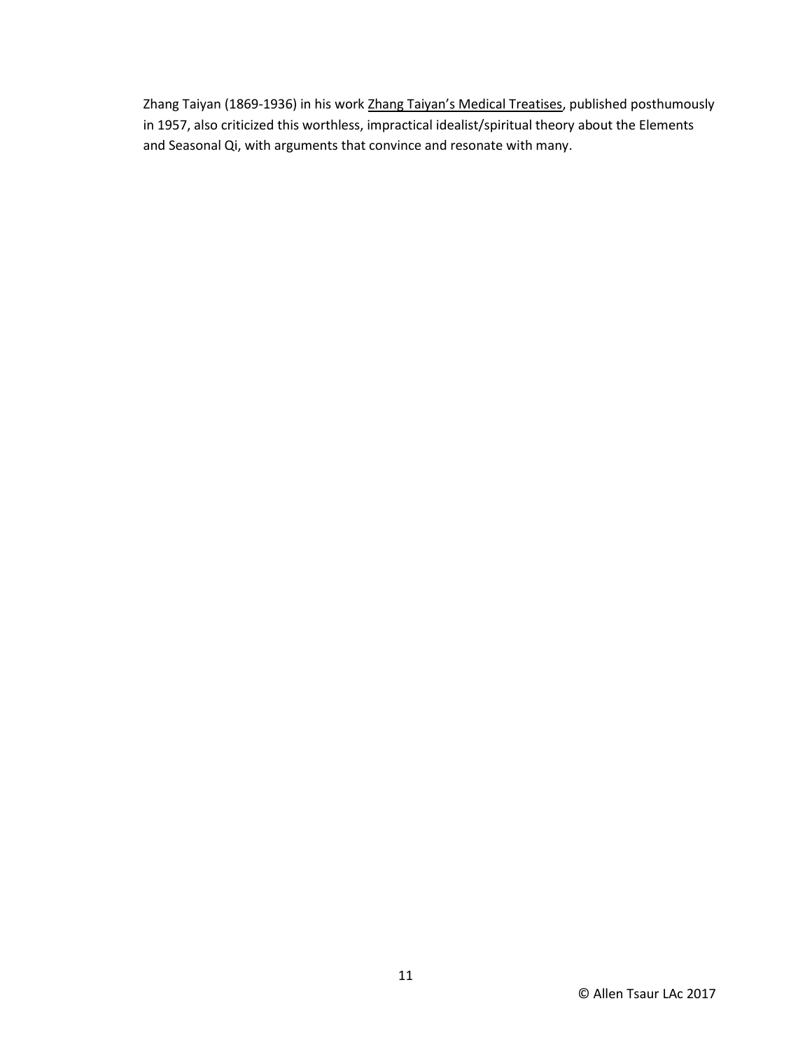Zhang Taiyan (1869-1936) in his work <u>Zhang Taiyan's Medical Treatises</u>, published posthumously in 1957, also criticized this worthless, impractical idealist/spiritual theory about the Elements and Seasonal Qi, with arguments that convince and resonate with many.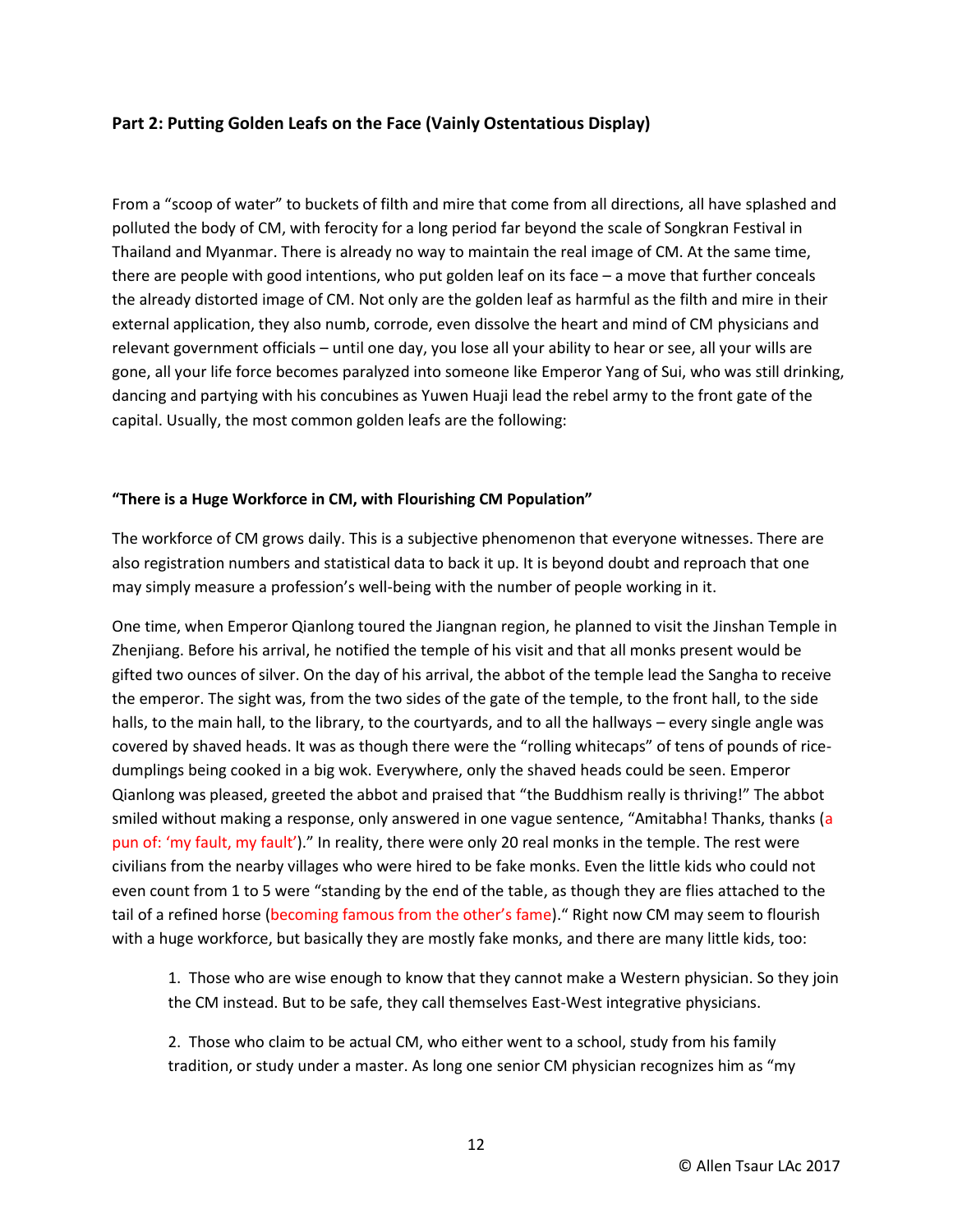## Part 2: Putting Golden Leafs on the Face (Vainly Ostentatious Display)

From a "scoop of water" to buckets of filth and mire that come from all directions, all have splashed and polluted the body of CM, with ferocity for a long period far beyond the scale of Songkran Festival in Thailand and Myanmar. There is already no way to maintain the real image of CM. At the same time, there are people with good intentions, who put golden leaf on its face – a move that further conceals the already distorted image of CM. Not only are the golden leaf as harmful as the filth and mire in their external application, they also numb, corrode, even dissolve the heart and mind of CM physicians and relevant government officials – until one day, you lose all your ability to hear or see, all your wills are gone, all your life force becomes paralyzed into someone like Emperor Yang of Sui, who was still drinking, dancing and partying with his concubines as Yuwen Huaji lead the rebel army to the front gate of the capital. Usually, the most common golden leafs are the following:

**"There is a Huge Workforce in CM, with Flourishing CM Population"**

The workforce of CM grows daily. This is a subjective phenomenon that everyone witnesses. There are also registration numbers and statistical data to back it up. It is beyond doubt and reproach that one may simply measure a profession's well-being with the number of people working in it.

One time, when Emperor Qianlong toured the Jiangnan region, he planned to visit the Jinshan Temple in Zhenjiang. Before his arrival, he notified the temple of his visit and that all monks present would be gifted two ounces of silver. On the day of his arrival, the abbot of the temple lead the Sangha to receive the emperor. The sight was, from the two sides of the gate of the temple, to the front hall, to the side halls, to the main hall, to the library, to the courtyards, and to all the hallways – every single angle was covered by shaved heads. It was as though there were the "rolling whitecaps" of tens of pounds of rice-dumplings being cooked in a big wok. Everywhere, only the shaved heads could be seen. Emperor Qianlong was pleased, greeted the abbot and praised that "the Buddhism really is thriving!" The abbot smiled without making a response, only answered in one vague sentence, "Amitabha! Thanks, thanks (a pun of: 'my fault, my fault')." In reality, there were only 20 real monks in the temple. The rest were civilians from the nearby villages who were hired to be fake monks. Even the little kids who could not even count from 1 to 5 were "standing by the end of the table, as though they are flies attached to the tail of a refined horse (becoming famous from the other's fame)." Right now CM may seem to flourish with a huge workforce, but basically they are mostly fake monks, and there are many little kids, too:

1. Those who are wise enough to know that they cannot make a Western physician. So they join the CM instead. But to be safe, they call themselves East-West integrative physicians.

2. Those who claim to be actual CM, who either went to a school, study from his family tradition, or study under a master. As long one senior CM physician recognizes him as "my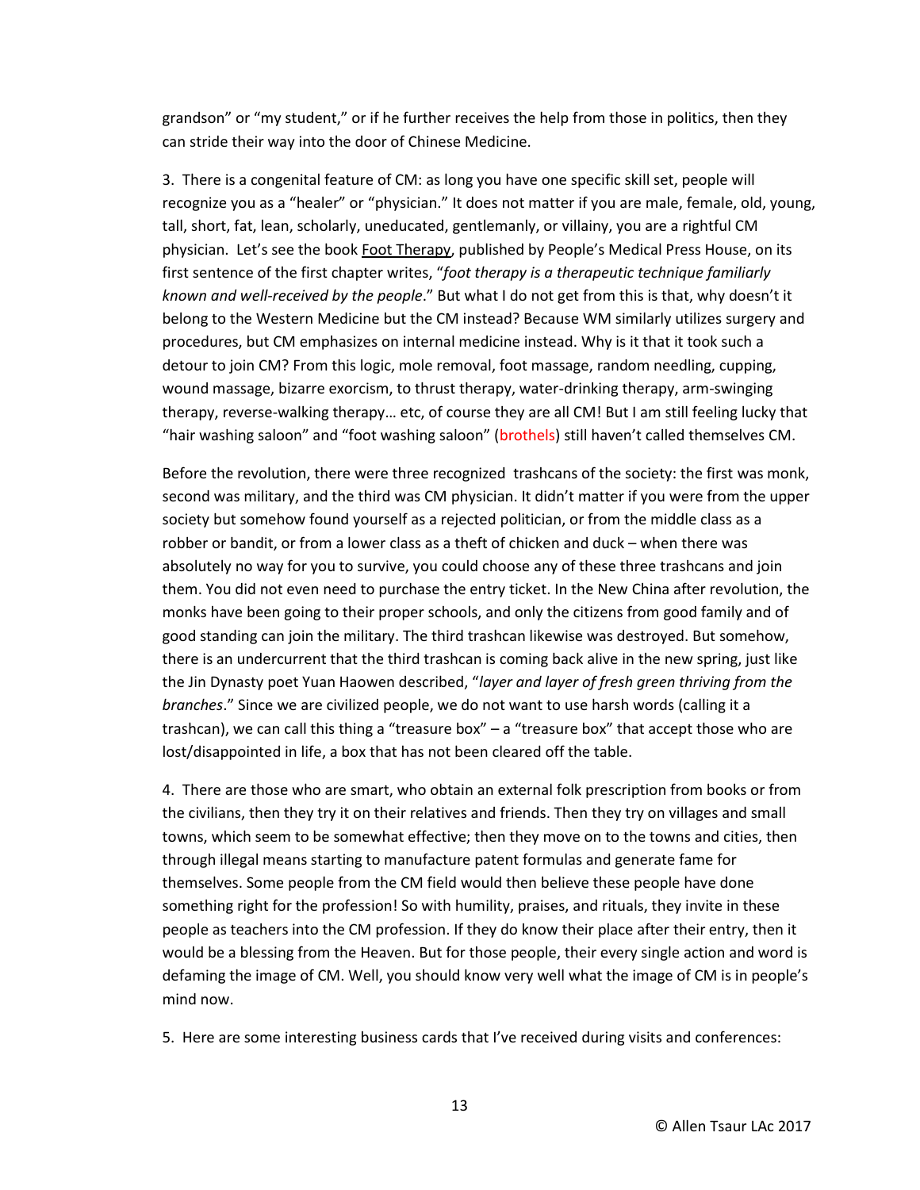grandson" or "my student," or if he further receives the help from those in politics, then they can stride their way into the door of Chinese Medicine.

3. There is a congenital feature of CM: as long you have one specific skill set, people will recognize you as a "healer" or "physician." It does not matter if you are male, female, old, young, tall, short, fat, lean, scholarly, uneducated, gentlemanly, or villainy, you are a rightful CM physician. Let's see the book <u>Foot Therapy</u>, published by People's Medical Press House, on its first sentence of the first chapter writes, "*foot therapy is a therapeutic technique familiarly known and well-received by the people*." But what I do not get from this is that, why doesn't it belong to the Western Medicine but the CM instead? Because WM similarly utilizes surgery and procedures, but CM emphasizes on internal medicine instead. Why is it that it took such a detour to join CM? From this logic, mole removal, foot massage, random needling, cupping, wound massage, bizarre exorcism, to thrust therapy, water-drinking therapy, arm-swinging therapy, reverse-walking therapy… etc, of course they are all CM! But I am still feeling lucky that "hair washing saloon" and "foot washing saloon" (brothels) still haven't called themselves CM.

Before the revolution, there were three recognized trashcans of the society: the first was monk, second was military, and the third was CM physician. It didn't matter if you were from the upper society but somehow found yourself as a rejected politician, or from the middle class as a robber or bandit, or from a lower class as a theft of chicken and duck – when there was absolutely no way for you to survive, you could choose any of these three trashcans and join them. You did not even need to purchase the entry ticket. In the New China after revolution, the monks have been going to their proper schools, and only the citizens from good family and of good standing can join the military. The third trashcan likewise was destroyed. But somehow, there is an undercurrent that the third trashcan is coming back alive in the new spring, just like the Jin Dynasty poet Yuan Haowen described, "*layer and layer of fresh green thriving from the branches*." Since we are civilized people, we do not want to use harsh words (calling it a trashcan), we can call this thing a "treasure box" – a "treasure box" that accept those who are lost/disappointed in life, a box that has not been cleared off the table.

4. There are those who are smart, who obtain an external folk prescription from books or from the civilians, then they try it on their relatives and friends. Then they try on villages and small towns, which seem to be somewhat effective; then they move on to the towns and cities, then through illegal means starting to manufacture patent formulas and generate fame for themselves. Some people from the CM field would then believe these people have done something right for the profession! So with humility, praises, and rituals, they invite in these people as teachers into the CM profession. If they do know their place after their entry, then it would be a blessing from the Heaven. But for those people, their every single action and word is defaming the image of CM. Well, you should know very well what the image of CM is in people's mind now.

5. Here are some interesting business cards that I've received during visits and conferences: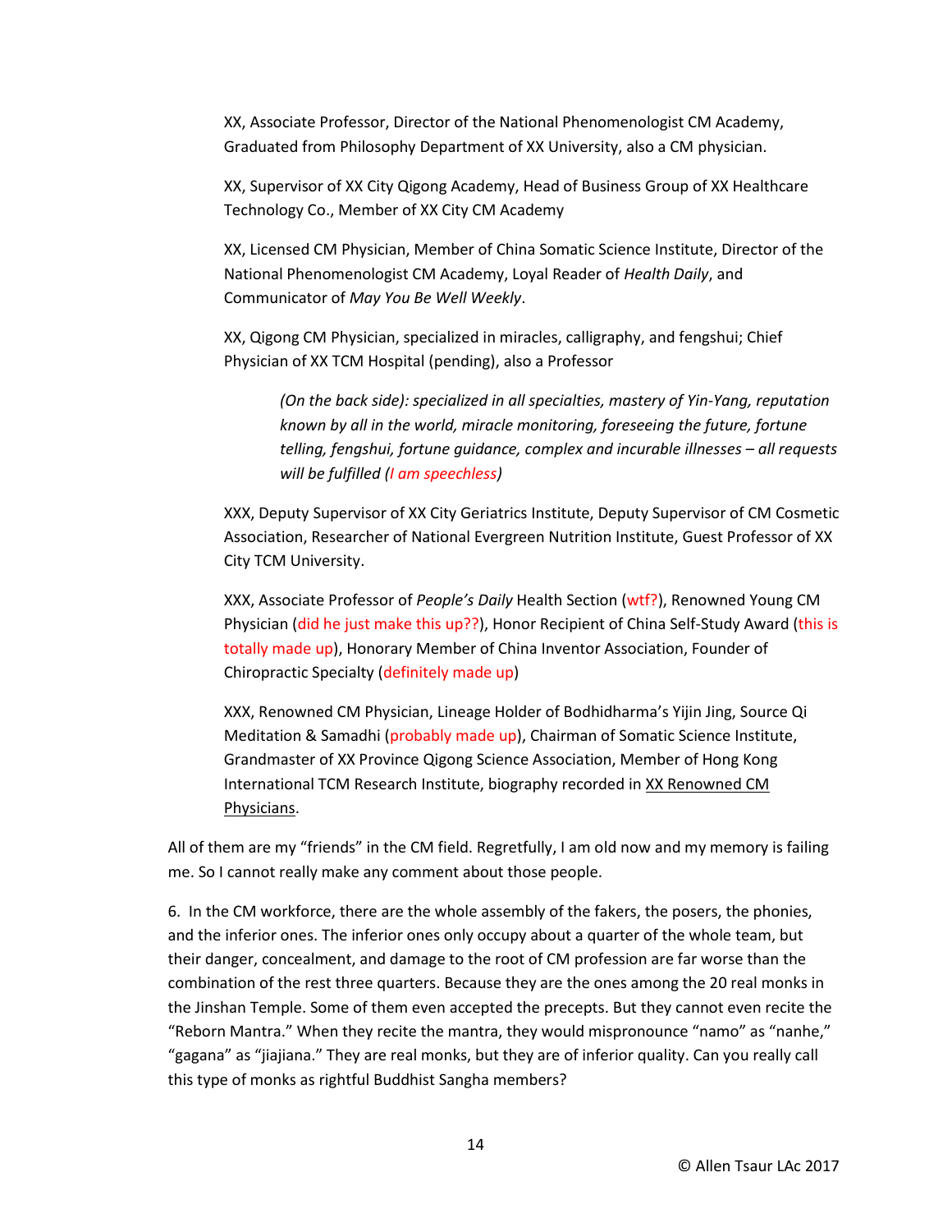XX, Associate Professor, Director of the National Phenomenologist CM Academy, Graduated from Philosophy Department of XX University, also a CM physician.

XX, Supervisor of XX City Qigong Academy, Head of Business Group of XX Healthcare Technology Co., Member of XX City CM Academy

XX, Licensed CM Physician, Member of China Somatic Science Institute, Director of the National Phenomenologist CM Academy, Loyal Reader of *Health Daily*, and Communicator of *May You Be Well Weekly*.

XX, Qigong CM Physician, specialized in miracles, calligraphy, and fengshui; Chief Physician of XX TCM Hospital (pending), also a Professor

> *(On the back side): specialized in all specialties, mastery of Yin-Yang, reputation known by all in the world, miracle monitoring, foreseeing the future, fortune telling, fengshui, fortune guidance, complex and incurable illnesses – all requests will be fulfilled (I am speechless)*

XXX, Deputy Supervisor of XX City Geriatrics Institute, Deputy Supervisor of CM Cosmetic Association, Researcher of National Evergreen Nutrition Institute, Guest Professor of XX City TCM University.

XXX, Associate Professor of *People's Daily* Health Section (wtf?), Renowned Young CM Physician (did he just make this up??), Honor Recipient of China Self-Study Award (this is totally made up), Honorary Member of China Inventor Association, Founder of Chiropractic Specialty (definitely made up)

XXX, Renowned CM Physician, Lineage Holder of Bodhidharma's Yijin Jing, Source Qi Meditation & Samadhi (probably made up), Chairman of Somatic Science Institute, Grandmaster of XX Province Qigong Science Association, Member of Hong Kong International TCM Research Institute, biography recorded in <u>XX Renowned CM Physicians</u>.

All of them are my "friends" in the CM field. Regretfully, I am old now and my memory is failing me. So I cannot really make any comment about those people.

6. In the CM workforce, there are the whole assembly of the fakers, the posers, the phonies, and the inferior ones. The inferior ones only occupy about a quarter of the whole team, but their danger, concealment, and damage to the root of CM profession are far worse than the combination of the rest three quarters. Because they are the ones among the 20 real monks in the Jinshan Temple. Some of them even accepted the precepts. But they cannot even recite the "Reborn Mantra." When they recite the mantra, they would mispronounce "namo" as "nanhe," "gagana" as "jiajiana." They are real monks, but they are of inferior quality. Can you really call this type of monks as rightful Buddhist Sangha members?

© Allen Tsaur LAc 2017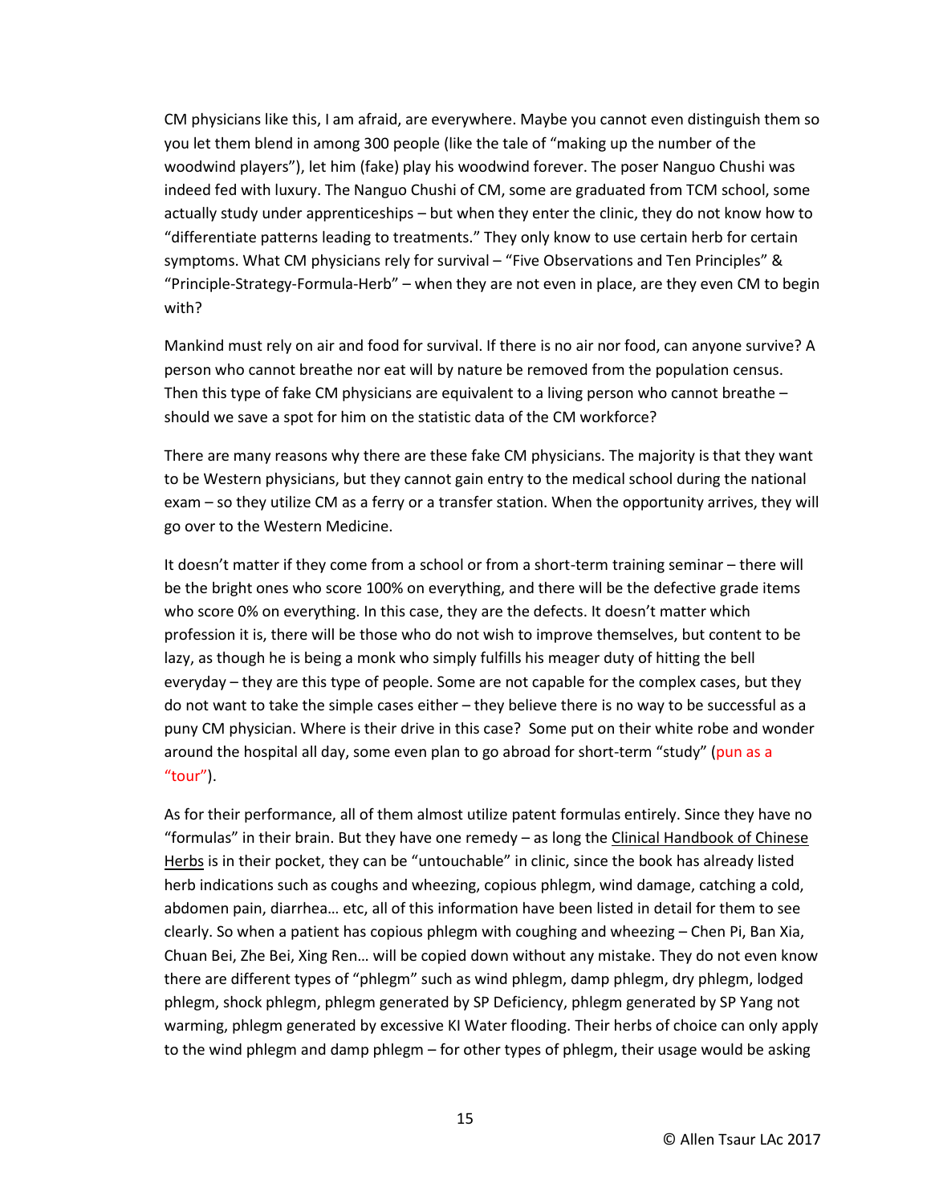CM physicians like this, I am afraid, are everywhere. Maybe you cannot even distinguish them so you let them blend in among 300 people (like the tale of "making up the number of the woodwind players"), let him (fake) play his woodwind forever. The poser Nanguo Chushi was indeed fed with luxury. The Nanguo Chushi of CM, some are graduated from TCM school, some actually study under apprenticeships – but when they enter the clinic, they do not know how to "differentiate patterns leading to treatments." They only know to use certain herb for certain symptoms. What CM physicians rely for survival – "Five Observations and Ten Principles" & "Principle-Strategy-Formula-Herb" – when they are not even in place, are they even CM to begin with?

Mankind must rely on air and food for survival. If there is no air nor food, can anyone survive? A person who cannot breathe nor eat will by nature be removed from the population census. Then this type of fake CM physicians are equivalent to a living person who cannot breathe – should we save a spot for him on the statistic data of the CM workforce?

There are many reasons why there are these fake CM physicians. The majority is that they want to be Western physicians, but they cannot gain entry to the medical school during the national exam – so they utilize CM as a ferry or a transfer station. When the opportunity arrives, they will go over to the Western Medicine.

It doesn't matter if they come from a school or from a short-term training seminar – there will be the bright ones who score 100% on everything, and there will be the defective grade items who score 0% on everything. In this case, they are the defects. It doesn't matter which profession it is, there will be those who do not wish to improve themselves, but content to be lazy, as though he is being a monk who simply fulfills his meager duty of hitting the bell everyday – they are this type of people. Some are not capable for the complex cases, but they do not want to take the simple cases either – they believe there is no way to be successful as a puny CM physician. Where is their drive in this case? Some put on their white robe and wonder around the hospital all day, some even plan to go abroad for short-term "study" (pun as a "tour").

As for their performance, all of them almost utilize patent formulas entirely. Since they have no "formulas" in their brain. But they have one remedy – as long the Clinical Handbook of Chinese Herbs is in their pocket, they can be "untouchable" in clinic, since the book has already listed herb indications such as coughs and wheezing, copious phlegm, wind damage, catching a cold, abdomen pain, diarrhea… etc, all of this information have been listed in detail for them to see clearly. So when a patient has copious phlegm with coughing and wheezing – Chen Pi, Ban Xia, Chuan Bei, Zhe Bei, Xing Ren… will be copied down without any mistake. They do not even know there are different types of "phlegm" such as wind phlegm, damp phlegm, dry phlegm, lodged phlegm, shock phlegm, phlegm generated by SP Deficiency, phlegm generated by SP Yang not warming, phlegm generated by excessive KI Water flooding. Their herbs of choice can only apply to the wind phlegm and damp phlegm – for other types of phlegm, their usage would be asking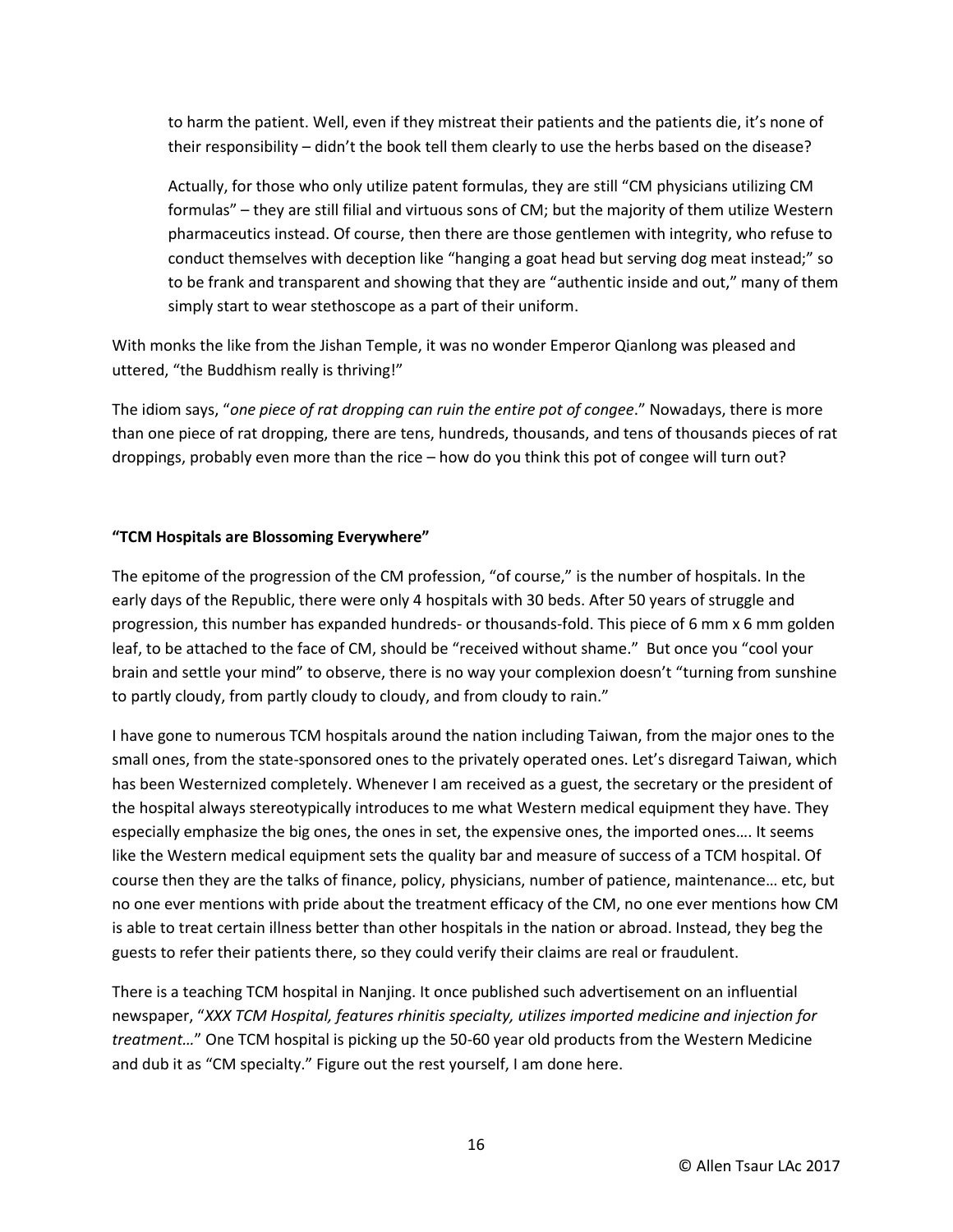> to harm the patient. Well, even if they mistreat their patients and the patients die, it's none of their responsibility – didn't the book tell them clearly to use the herbs based on the disease?
>
> Actually, for those who only utilize patent formulas, they are still "CM physicians utilizing CM formulas" – they are still filial and virtuous sons of CM; but the majority of them utilize Western pharmaceutics instead. Of course, then there are those gentlemen with integrity, who refuse to conduct themselves with deception like "hanging a goat head but serving dog meat instead;" so to be frank and transparent and showing that they are "authentic inside and out," many of them simply start to wear stethoscope as a part of their uniform.

With monks the like from the Jishan Temple, it was no wonder Emperor Qianlong was pleased and uttered, "the Buddhism really is thriving!"

The idiom says, "*one piece of rat dropping can ruin the entire pot of congee*." Nowadays, there is more than one piece of rat dropping, there are tens, hundreds, thousands, and tens of thousands pieces of rat droppings, probably even more than the rice – how do you think this pot of congee will turn out?

**"TCM Hospitals are Blossoming Everywhere"**

The epitome of the progression of the CM profession, "of course," is the number of hospitals. In the early days of the Republic, there were only 4 hospitals with 30 beds. After 50 years of struggle and progression, this number has expanded hundreds- or thousands-fold. This piece of 6 mm x 6 mm golden leaf, to be attached to the face of CM, should be "received without shame." But once you "cool your brain and settle your mind" to observe, there is no way your complexion doesn't "turning from sunshine to partly cloudy, from partly cloudy to cloudy, and from cloudy to rain."

I have gone to numerous TCM hospitals around the nation including Taiwan, from the major ones to the small ones, from the state-sponsored ones to the privately operated ones. Let's disregard Taiwan, which has been Westernized completely. Whenever I am received as a guest, the secretary or the president of the hospital always stereotypically introduces to me what Western medical equipment they have. They especially emphasize the big ones, the ones in set, the expensive ones, the imported ones…. It seems like the Western medical equipment sets the quality bar and measure of success of a TCM hospital. Of course then they are the talks of finance, policy, physicians, number of patience, maintenance… etc, but no one ever mentions with pride about the treatment efficacy of the CM, no one ever mentions how CM is able to treat certain illness better than other hospitals in the nation or abroad. Instead, they beg the guests to refer their patients there, so they could verify their claims are real or fraudulent.

There is a teaching TCM hospital in Nanjing. It once published such advertisement on an influential newspaper, "*XXX TCM Hospital, features rhinitis specialty, utilizes imported medicine and injection for treatment…*" One TCM hospital is picking up the 50-60 year old products from the Western Medicine and dub it as "CM specialty." Figure out the rest yourself, I am done here.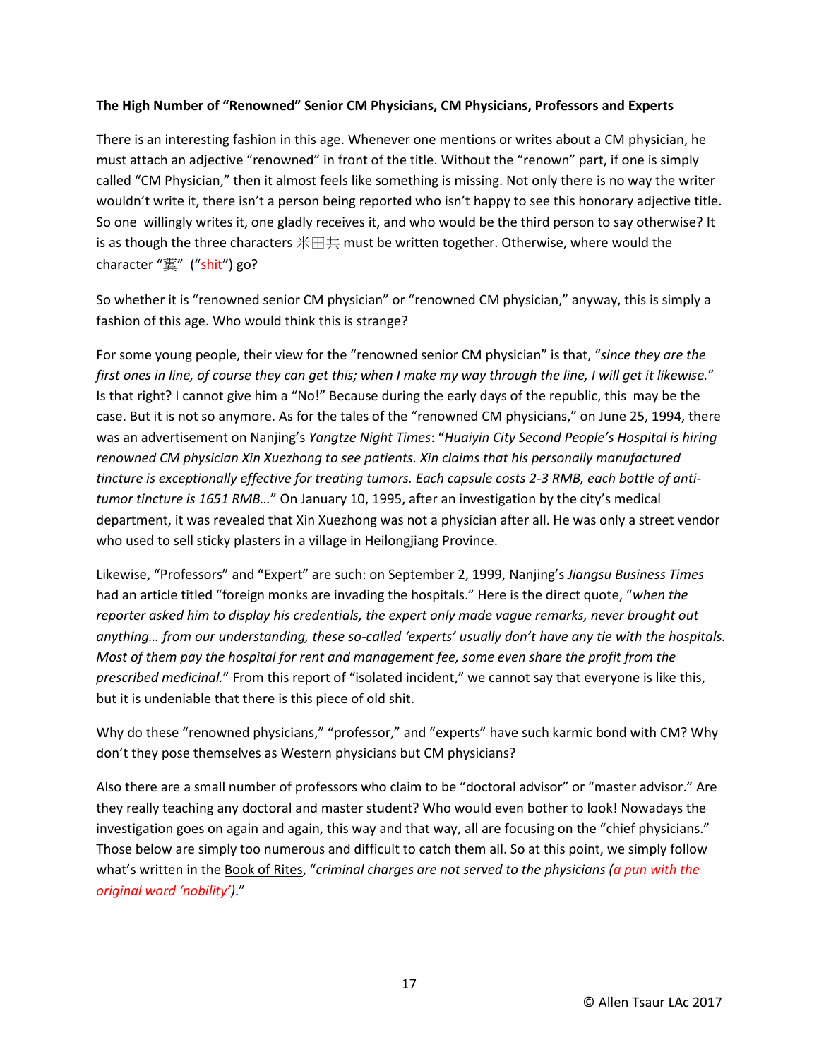**The High Number of "Renowned" Senior CM Physicians, CM Physicians, Professors and Experts**

There is an interesting fashion in this age. Whenever one mentions or writes about a CM physician, he must attach an adjective "renowned" in front of the title. Without the "renown" part, if one is simply called "CM Physician," then it almost feels like something is missing. Not only there is no way the writer wouldn't write it, there isn't a person being reported who isn't happy to see this honorary adjective title. So one willingly writes it, one gladly receives it, and who would be the third person to say otherwise? It is as though the three characters 米田共 must be written together. Otherwise, where would the character "糞" ("shit") go?

So whether it is "renowned senior CM physician" or "renowned CM physician," anyway, this is simply a fashion of this age. Who would think this is strange?

For some young people, their view for the "renowned senior CM physician" is that, "*since they are the first ones in line, of course they can get this; when I make my way through the line, I will get it likewise.*" Is that right? I cannot give him a "No!" Because during the early days of the republic, this may be the case. But it is not so anymore. As for the tales of the "renowned CM physicians," on June 25, 1994, there was an advertisement on Nanjing's *Yangtze Night Times*: "*Huaiyin City Second People's Hospital is hiring renowned CM physician Xin Xuezhong to see patients. Xin claims that his personally manufactured tincture is exceptionally effective for treating tumors. Each capsule costs 2-3 RMB, each bottle of anti-tumor tincture is 1651 RMB…*" On January 10, 1995, after an investigation by the city's medical department, it was revealed that Xin Xuezhong was not a physician after all. He was only a street vendor who used to sell sticky plasters in a village in Heilongjiang Province.

Likewise, "Professors" and "Expert" are such: on September 2, 1999, Nanjing's *Jiangsu Business Times* had an article titled "foreign monks are invading the hospitals." Here is the direct quote, "*when the reporter asked him to display his credentials, the expert only made vague remarks, never brought out anything… from our understanding, these so-called 'experts' usually don't have any tie with the hospitals. Most of them pay the hospital for rent and management fee, some even share the profit from the prescribed medicinal.*" From this report of "isolated incident," we cannot say that everyone is like this, but it is undeniable that there is this piece of old shit.

Why do these "renowned physicians," "professor," and "experts" have such karmic bond with CM? Why don't they pose themselves as Western physicians but CM physicians?

Also there are a small number of professors who claim to be "doctoral advisor" or "master advisor." Are they really teaching any doctoral and master student? Who would even bother to look! Nowadays the investigation goes on again and again, this way and that way, all are focusing on the "chief physicians." Those below are simply too numerous and difficult to catch them all. So at this point, we simply follow what's written in the Book of Rites, "*criminal charges are not served to the physicians (a pun with the original word 'nobility').*"

© Allen Tsaur LAc 2017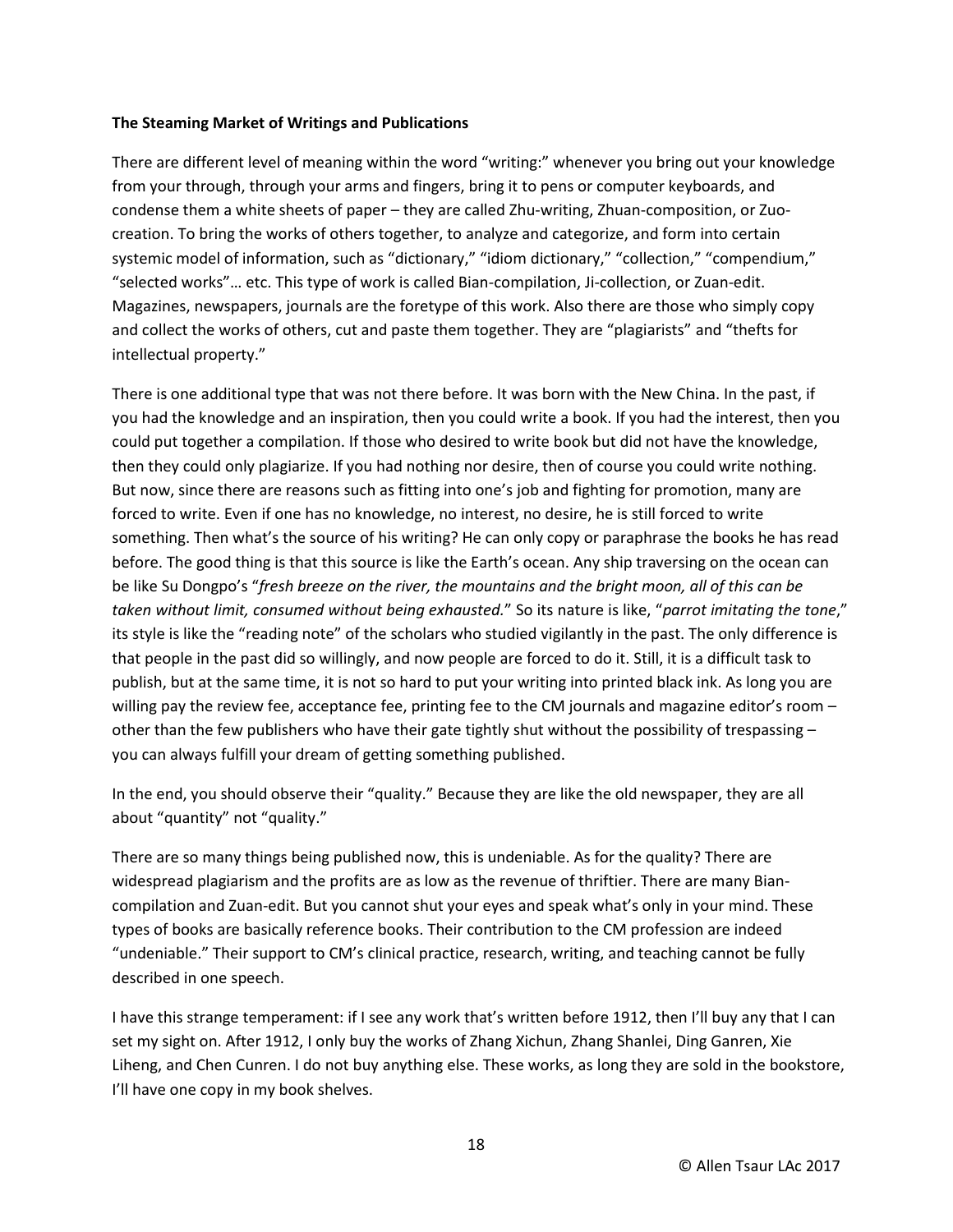**The Steaming Market of Writings and Publications**

There are different level of meaning within the word "writing:" whenever you bring out your knowledge from your through, through your arms and fingers, bring it to pens or computer keyboards, and condense them a white sheets of paper – they are called Zhu-writing, Zhuan-composition, or Zuo-creation. To bring the works of others together, to analyze and categorize, and form into certain systemic model of information, such as "dictionary," "idiom dictionary," "collection," "compendium," "selected works"… etc. This type of work is called Bian-compilation, Ji-collection, or Zuan-edit. Magazines, newspapers, journals are the foretype of this work. Also there are those who simply copy and collect the works of others, cut and paste them together. They are "plagiarists" and "thefts for intellectual property."

There is one additional type that was not there before. It was born with the New China. In the past, if you had the knowledge and an inspiration, then you could write a book. If you had the interest, then you could put together a compilation. If those who desired to write book but did not have the knowledge, then they could only plagiarize. If you had nothing nor desire, then of course you could write nothing. But now, since there are reasons such as fitting into one's job and fighting for promotion, many are forced to write. Even if one has no knowledge, no interest, no desire, he is still forced to write something. Then what's the source of his writing? He can only copy or paraphrase the books he has read before. The good thing is that this source is like the Earth's ocean. Any ship traversing on the ocean can be like Su Dongpo's "*fresh breeze on the river, the mountains and the bright moon, all of this can be taken without limit, consumed without being exhausted.*" So its nature is like, "*parrot imitating the tone*," its style is like the "reading note" of the scholars who studied vigilantly in the past. The only difference is that people in the past did so willingly, and now people are forced to do it. Still, it is a difficult task to publish, but at the same time, it is not so hard to put your writing into printed black ink. As long you are willing pay the review fee, acceptance fee, printing fee to the CM journals and magazine editor's room – other than the few publishers who have their gate tightly shut without the possibility of trespassing – you can always fulfill your dream of getting something published.

In the end, you should observe their "quality." Because they are like the old newspaper, they are all about "quantity" not "quality."

There are so many things being published now, this is undeniable. As for the quality? There are widespread plagiarism and the profits are as low as the revenue of thriftier. There are many Bian-compilation and Zuan-edit. But you cannot shut your eyes and speak what's only in your mind. These types of books are basically reference books. Their contribution to the CM profession are indeed "undeniable." Their support to CM's clinical practice, research, writing, and teaching cannot be fully described in one speech.

I have this strange temperament: if I see any work that's written before 1912, then I'll buy any that I can set my sight on. After 1912, I only buy the works of Zhang Xichun, Zhang Shanlei, Ding Ganren, Xie Liheng, and Chen Cunren. I do not buy anything else. These works, as long they are sold in the bookstore, I'll have one copy in my book shelves.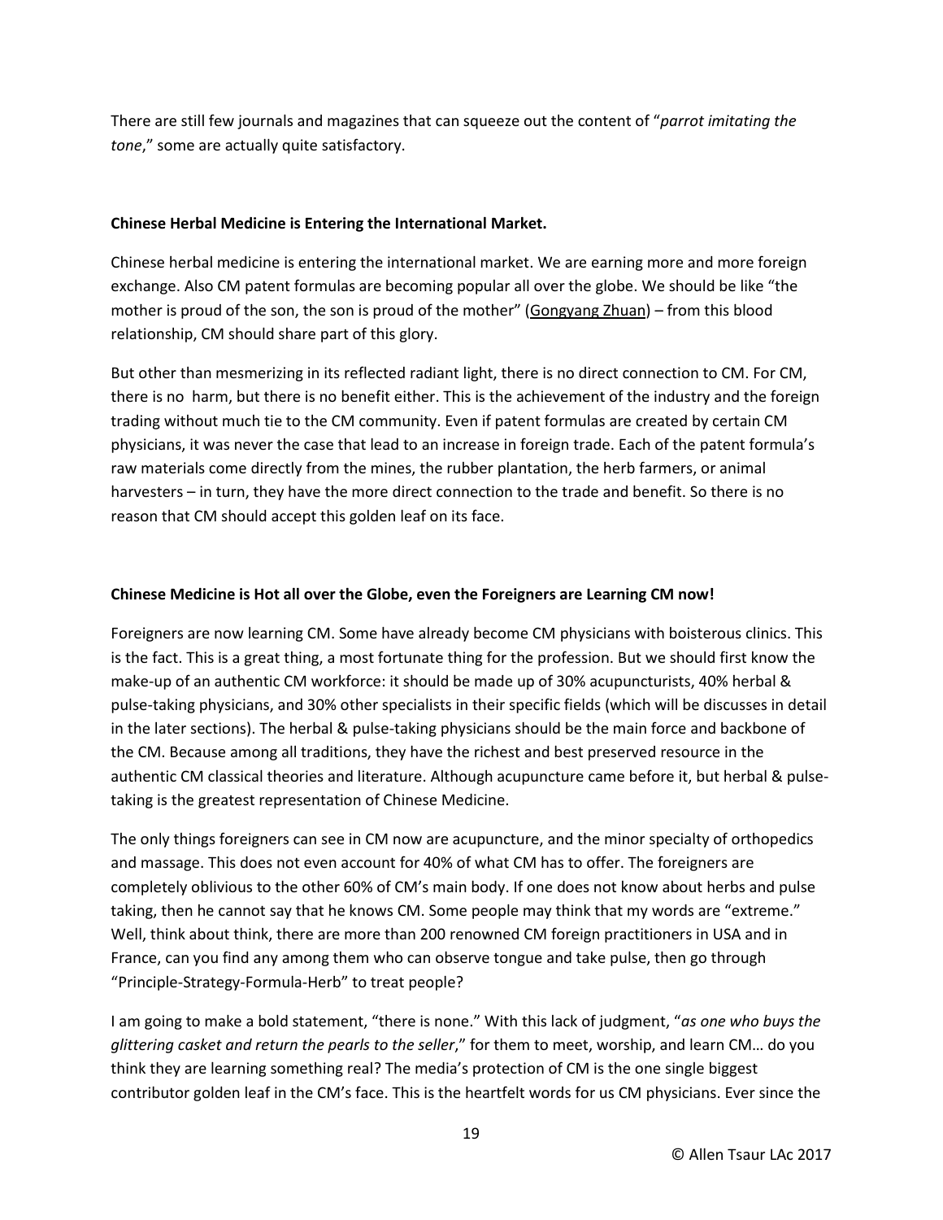There are still few journals and magazines that can squeeze out the content of "*parrot imitating the tone*," some are actually quite satisfactory.

**Chinese Herbal Medicine is Entering the International Market.**

Chinese herbal medicine is entering the international market. We are earning more and more foreign exchange. Also CM patent formulas are becoming popular all over the globe. We should be like "the mother is proud of the son, the son is proud of the mother" (Gongyang Zhuan) – from this blood relationship, CM should share part of this glory.

But other than mesmerizing in its reflected radiant light, there is no direct connection to CM. For CM, there is no harm, but there is no benefit either. This is the achievement of the industry and the foreign trading without much tie to the CM community. Even if patent formulas are created by certain CM physicians, it was never the case that lead to an increase in foreign trade. Each of the patent formula's raw materials come directly from the mines, the rubber plantation, the herb farmers, or animal harvesters – in turn, they have the more direct connection to the trade and benefit. So there is no reason that CM should accept this golden leaf on its face.

**Chinese Medicine is Hot all over the Globe, even the Foreigners are Learning CM now!**

Foreigners are now learning CM. Some have already become CM physicians with boisterous clinics. This is the fact. This is a great thing, a most fortunate thing for the profession. But we should first know the make-up of an authentic CM workforce: it should be made up of 30% acupuncturists, 40% herbal & pulse-taking physicians, and 30% other specialists in their specific fields (which will be discusses in detail in the later sections). The herbal & pulse-taking physicians should be the main force and backbone of the CM. Because among all traditions, they have the richest and best preserved resource in the authentic CM classical theories and literature. Although acupuncture came before it, but herbal & pulse-taking is the greatest representation of Chinese Medicine.

The only things foreigners can see in CM now are acupuncture, and the minor specialty of orthopedics and massage. This does not even account for 40% of what CM has to offer. The foreigners are completely oblivious to the other 60% of CM's main body. If one does not know about herbs and pulse taking, then he cannot say that he knows CM. Some people may think that my words are "extreme." Well, think about think, there are more than 200 renowned CM foreign practitioners in USA and in France, can you find any among them who can observe tongue and take pulse, then go through "Principle-Strategy-Formula-Herb" to treat people?

I am going to make a bold statement, "there is none." With this lack of judgment, "*as one who buys the glittering casket and return the pearls to the seller*," for them to meet, worship, and learn CM… do you think they are learning something real? The media's protection of CM is the one single biggest contributor golden leaf in the CM's face. This is the heartfelt words for us CM physicians. Ever since the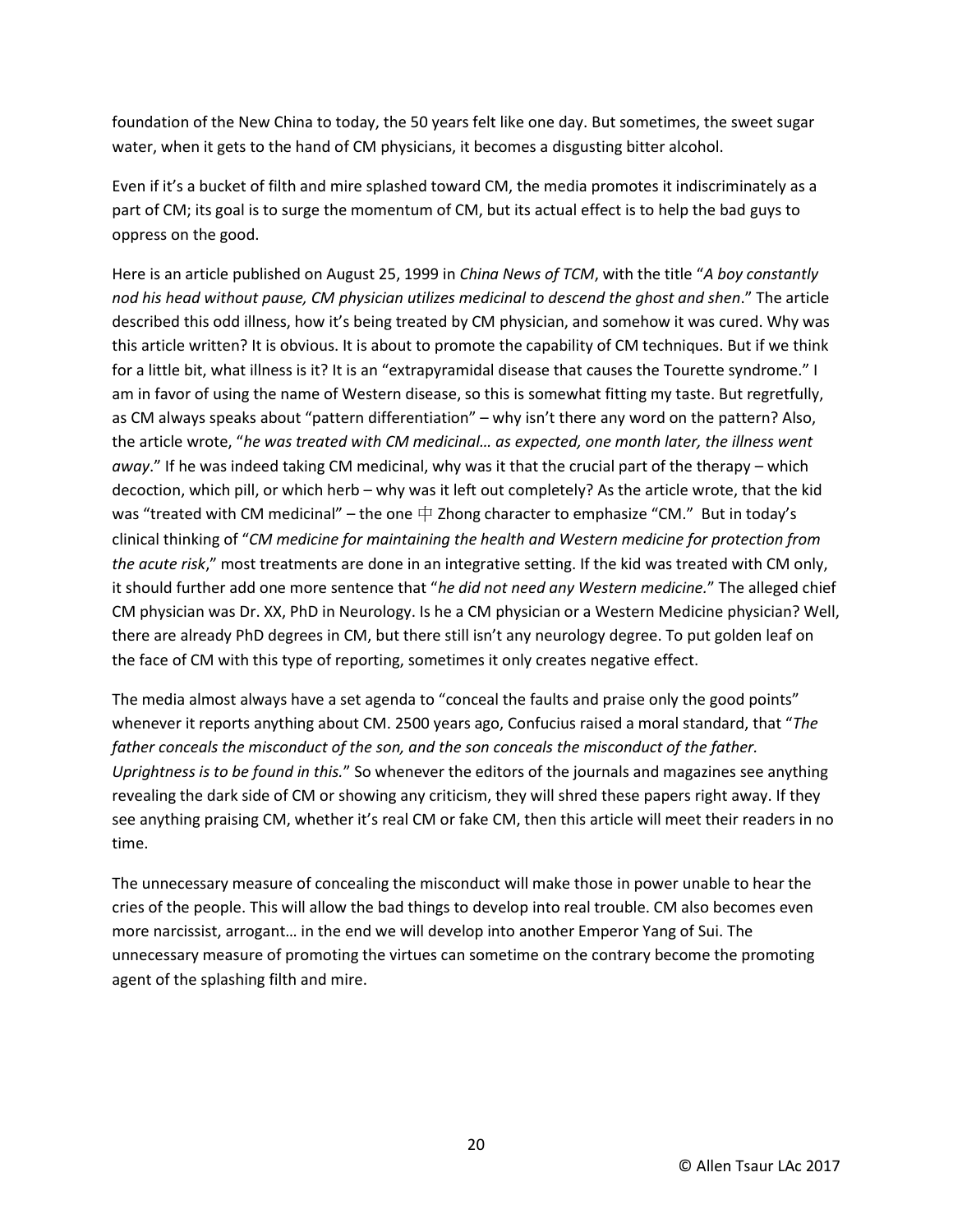foundation of the New China to today, the 50 years felt like one day. But sometimes, the sweet sugar water, when it gets to the hand of CM physicians, it becomes a disgusting bitter alcohol.

Even if it's a bucket of filth and mire splashed toward CM, the media promotes it indiscriminately as a part of CM; its goal is to surge the momentum of CM, but its actual effect is to help the bad guys to oppress on the good.

Here is an article published on August 25, 1999 in *China News of TCM*, with the title "*A boy constantly nod his head without pause, CM physician utilizes medicinal to descend the ghost and shen*." The article described this odd illness, how it's being treated by CM physician, and somehow it was cured. Why was this article written? It is obvious. It is about to promote the capability of CM techniques. But if we think for a little bit, what illness is it? It is an "extrapyramidal disease that causes the Tourette syndrome." I am in favor of using the name of Western disease, so this is somewhat fitting my taste. But regretfully, as CM always speaks about "pattern differentiation" – why isn't there any word on the pattern? Also, the article wrote, "*he was treated with CM medicinal… as expected, one month later, the illness went away*." If he was indeed taking CM medicinal, why was it that the crucial part of the therapy – which decoction, which pill, or which herb – why was it left out completely? As the article wrote, that the kid was "treated with CM medicinal" – the one 中 Zhong character to emphasize "CM." But in today's clinical thinking of "*CM medicine for maintaining the health and Western medicine for protection from the acute risk*," most treatments are done in an integrative setting. If the kid was treated with CM only, it should further add one more sentence that "*he did not need any Western medicine.*" The alleged chief CM physician was Dr. XX, PhD in Neurology. Is he a CM physician or a Western Medicine physician? Well, there are already PhD degrees in CM, but there still isn't any neurology degree. To put golden leaf on the face of CM with this type of reporting, sometimes it only creates negative effect.

The media almost always have a set agenda to "conceal the faults and praise only the good points" whenever it reports anything about CM. 2500 years ago, Confucius raised a moral standard, that "*The father conceals the misconduct of the son, and the son conceals the misconduct of the father. Uprightness is to be found in this.*" So whenever the editors of the journals and magazines see anything revealing the dark side of CM or showing any criticism, they will shred these papers right away. If they see anything praising CM, whether it's real CM or fake CM, then this article will meet their readers in no time.

The unnecessary measure of concealing the misconduct will make those in power unable to hear the cries of the people. This will allow the bad things to develop into real trouble. CM also becomes even more narcissist, arrogant… in the end we will develop into another Emperor Yang of Sui. The unnecessary measure of promoting the virtues can sometime on the contrary become the promoting agent of the splashing filth and mire.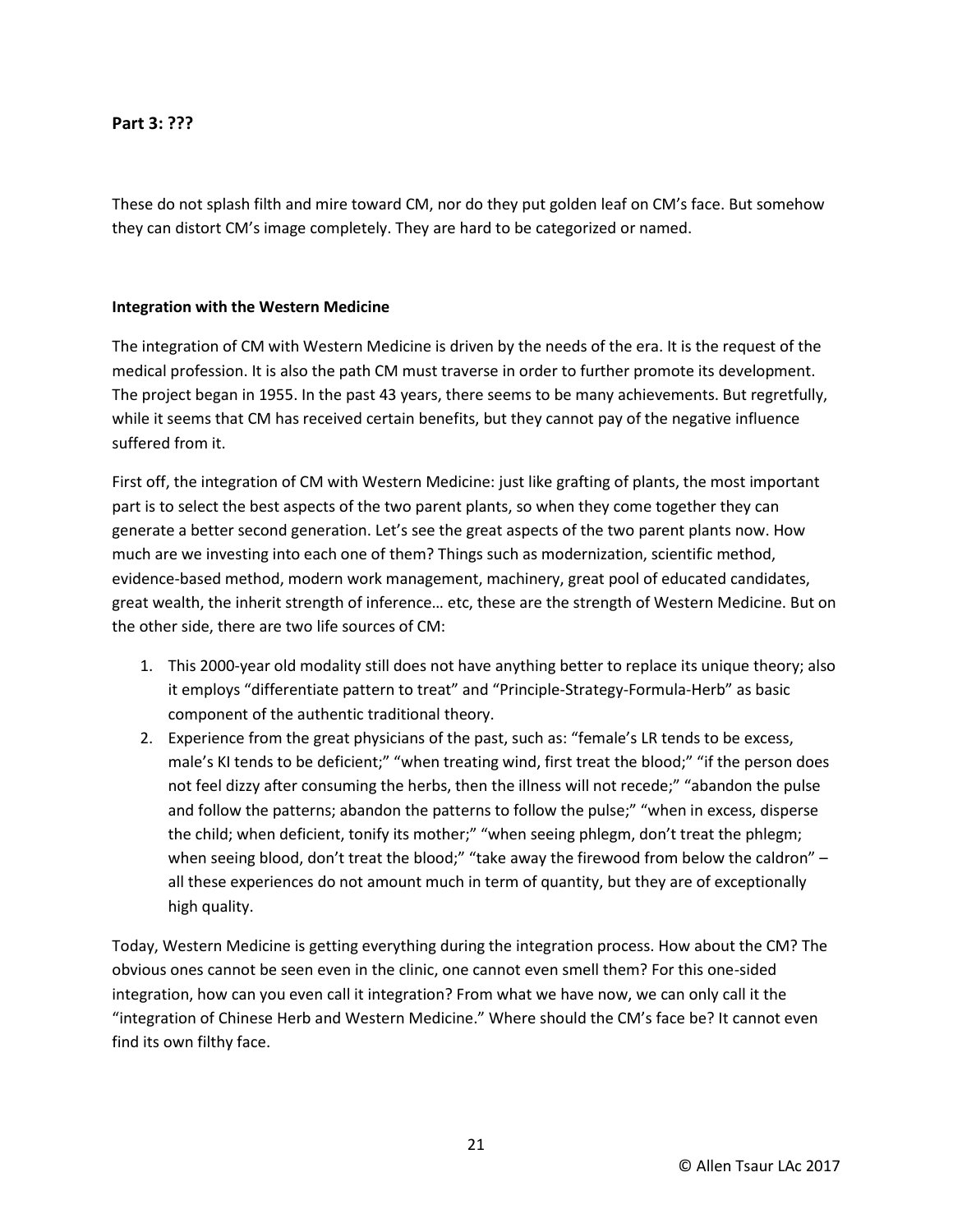**Part 3: ???**

These do not splash filth and mire toward CM, nor do they put golden leaf on CM's face. But somehow they can distort CM's image completely. They are hard to be categorized or named.

**Integration with the Western Medicine**

The integration of CM with Western Medicine is driven by the needs of the era. It is the request of the medical profession. It is also the path CM must traverse in order to further promote its development. The project began in 1955. In the past 43 years, there seems to be many achievements. But regretfully, while it seems that CM has received certain benefits, but they cannot pay of the negative influence suffered from it.

First off, the integration of CM with Western Medicine: just like grafting of plants, the most important part is to select the best aspects of the two parent plants, so when they come together they can generate a better second generation. Let's see the great aspects of the two parent plants now. How much are we investing into each one of them? Things such as modernization, scientific method, evidence-based method, modern work management, machinery, great pool of educated candidates, great wealth, the inherit strength of inference… etc, these are the strength of Western Medicine. But on the other side, there are two life sources of CM:

1. This 2000-year old modality still does not have anything better to replace its unique theory; also it employs "differentiate pattern to treat" and "Principle-Strategy-Formula-Herb" as basic component of the authentic traditional theory.
2. Experience from the great physicians of the past, such as: "female's LR tends to be excess, male's KI tends to be deficient;" "when treating wind, first treat the blood;" "if the person does not feel dizzy after consuming the herbs, then the illness will not recede;" "abandon the pulse and follow the patterns; abandon the patterns to follow the pulse;" "when in excess, disperse the child; when deficient, tonify its mother;" "when seeing phlegm, don't treat the phlegm; when seeing blood, don't treat the blood;" "take away the firewood from below the caldron" – all these experiences do not amount much in term of quantity, but they are of exceptionally high quality.

Today, Western Medicine is getting everything during the integration process. How about the CM? The obvious ones cannot be seen even in the clinic, one cannot even smell them? For this one-sided integration, how can you even call it integration? From what we have now, we can only call it the "integration of Chinese Herb and Western Medicine." Where should the CM's face be? It cannot even find its own filthy face.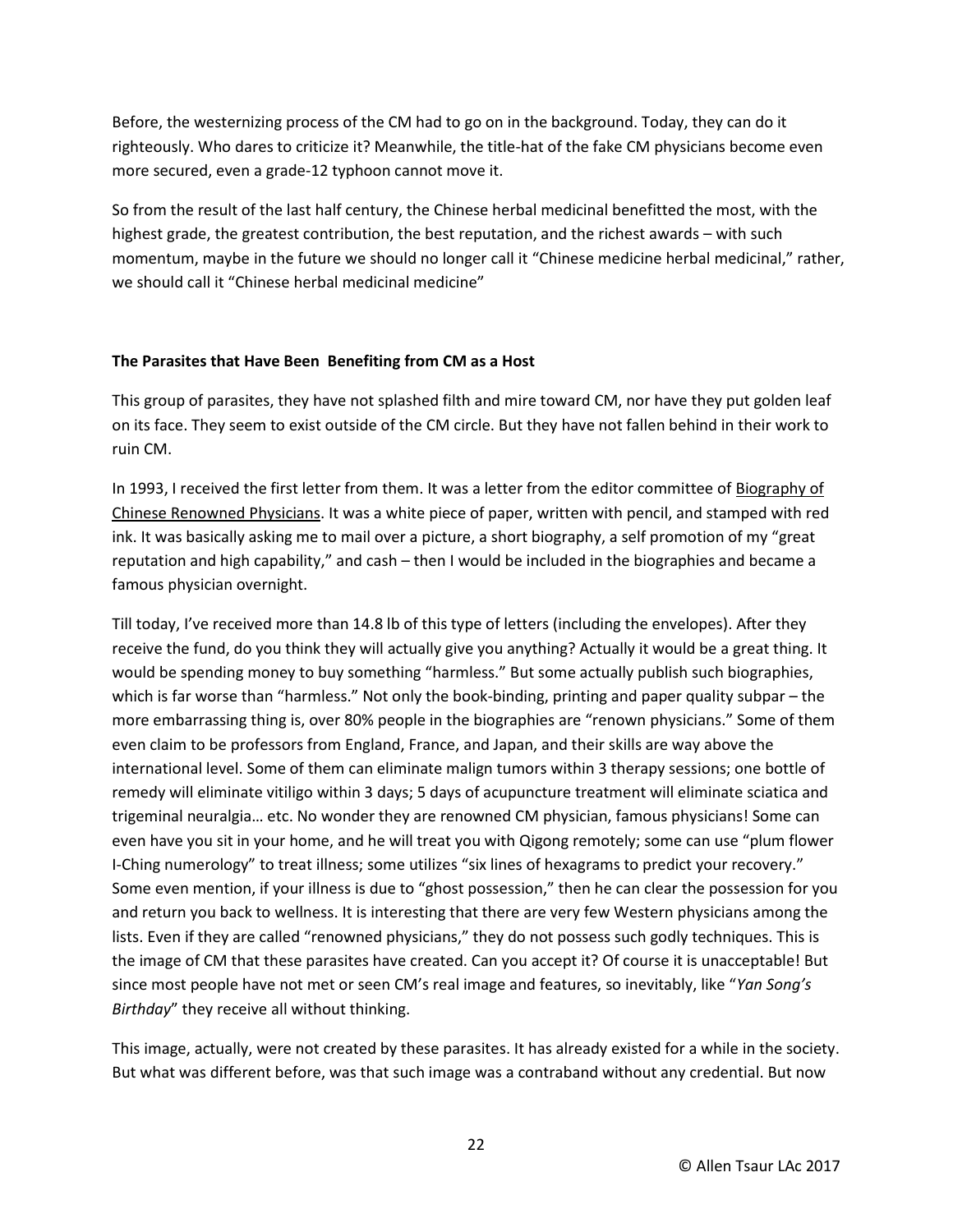Before, the westernizing process of the CM had to go on in the background. Today, they can do it righteously. Who dares to criticize it? Meanwhile, the title-hat of the fake CM physicians become even more secured, even a grade-12 typhoon cannot move it.

So from the result of the last half century, the Chinese herbal medicinal benefitted the most, with the highest grade, the greatest contribution, the best reputation, and the richest awards – with such momentum, maybe in the future we should no longer call it "Chinese medicine herbal medicinal," rather, we should call it "Chinese herbal medicinal medicine"

**The Parasites that Have Been Benefiting from CM as a Host**

This group of parasites, they have not splashed filth and mire toward CM, nor have they put golden leaf on its face. They seem to exist outside of the CM circle. But they have not fallen behind in their work to ruin CM.

In 1993, I received the first letter from them. It was a letter from the editor committee of <u>Biography of Chinese Renowned Physicians</u>. It was a white piece of paper, written with pencil, and stamped with red ink. It was basically asking me to mail over a picture, a short biography, a self promotion of my "great reputation and high capability," and cash – then I would be included in the biographies and became a famous physician overnight.

Till today, I've received more than 14.8 lb of this type of letters (including the envelopes). After they receive the fund, do you think they will actually give you anything? Actually it would be a great thing. It would be spending money to buy something "harmless." But some actually publish such biographies, which is far worse than "harmless." Not only the book-binding, printing and paper quality subpar – the more embarrassing thing is, over 80% people in the biographies are "renown physicians." Some of them even claim to be professors from England, France, and Japan, and their skills are way above the international level. Some of them can eliminate malign tumors within 3 therapy sessions; one bottle of remedy will eliminate vitiligo within 3 days; 5 days of acupuncture treatment will eliminate sciatica and trigeminal neuralgia… etc. No wonder they are renowned CM physician, famous physicians! Some can even have you sit in your home, and he will treat you with Qigong remotely; some can use "plum flower I-Ching numerology" to treat illness; some utilizes "six lines of hexagrams to predict your recovery." Some even mention, if your illness is due to "ghost possession," then he can clear the possession for you and return you back to wellness. It is interesting that there are very few Western physicians among the lists. Even if they are called "renowned physicians," they do not possess such godly techniques. This is the image of CM that these parasites have created. Can you accept it? Of course it is unacceptable! But since most people have not met or seen CM's real image and features, so inevitably, like "*Yan Song's Birthday*" they receive all without thinking.

This image, actually, were not created by these parasites. It has already existed for a while in the society. But what was different before, was that such image was a contraband without any credential. But now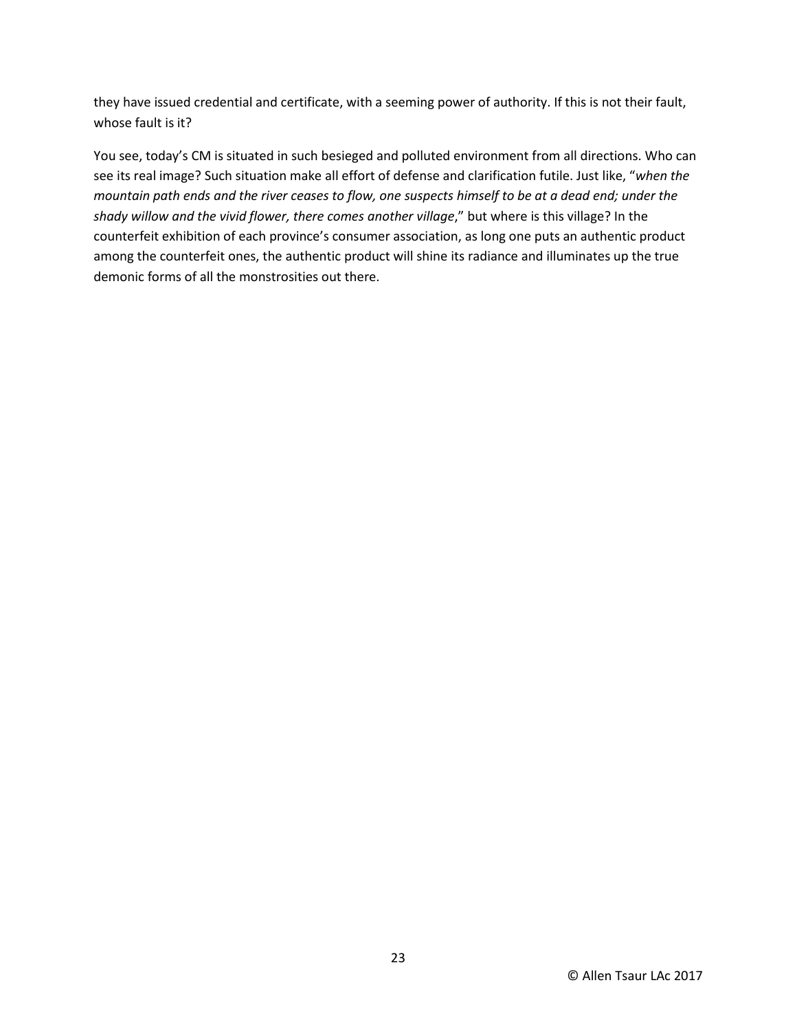they have issued credential and certificate, with a seeming power of authority. If this is not their fault, whose fault is it?

You see, today's CM is situated in such besieged and polluted environment from all directions. Who can see its real image? Such situation make all effort of defense and clarification futile. Just like, "*when the mountain path ends and the river ceases to flow, one suspects himself to be at a dead end; under the shady willow and the vivid flower, there comes another village*," but where is this village? In the counterfeit exhibition of each province's consumer association, as long one puts an authentic product among the counterfeit ones, the authentic product will shine its radiance and illuminates up the true demonic forms of all the monstrosities out there.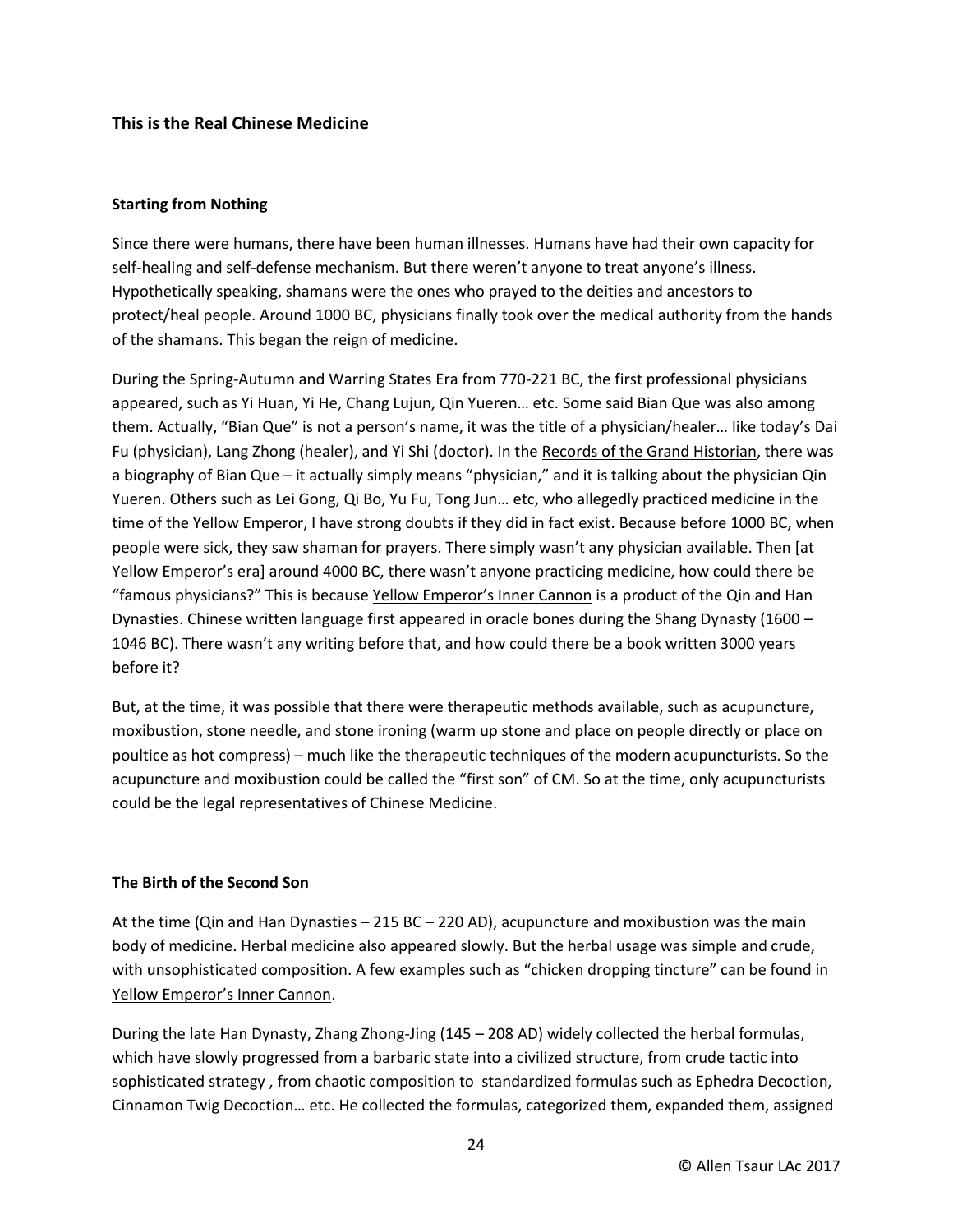## This is the Real Chinese Medicine

### Starting from Nothing

Since there were humans, there have been human illnesses. Humans have had their own capacity for self-healing and self-defense mechanism. But there weren't anyone to treat anyone's illness. Hypothetically speaking, shamans were the ones who prayed to the deities and ancestors to protect/heal people. Around 1000 BC, physicians finally took over the medical authority from the hands of the shamans. This began the reign of medicine.

During the Spring-Autumn and Warring States Era from 770-221 BC, the first professional physicians appeared, such as Yi Huan, Yi He, Chang Lujun, Qin Yueren… etc. Some said Bian Que was also among them. Actually, "Bian Que" is not a person's name, it was the title of a physician/healer… like today's Dai Fu (physician), Lang Zhong (healer), and Yi Shi (doctor). In the Records of the Grand Historian, there was a biography of Bian Que – it actually simply means "physician," and it is talking about the physician Qin Yueren. Others such as Lei Gong, Qi Bo, Yu Fu, Tong Jun… etc, who allegedly practiced medicine in the time of the Yellow Emperor, I have strong doubts if they did in fact exist. Because before 1000 BC, when people were sick, they saw shaman for prayers. There simply wasn't any physician available. Then [at Yellow Emperor's era] around 4000 BC, there wasn't anyone practicing medicine, how could there be "famous physicians?" This is because Yellow Emperor's Inner Cannon is a product of the Qin and Han Dynasties. Chinese written language first appeared in oracle bones during the Shang Dynasty (1600 – 1046 BC). There wasn't any writing before that, and how could there be a book written 3000 years before it?

But, at the time, it was possible that there were therapeutic methods available, such as acupuncture, moxibustion, stone needle, and stone ironing (warm up stone and place on people directly or place on poultice as hot compress) – much like the therapeutic techniques of the modern acupuncturists. So the acupuncture and moxibustion could be called the "first son" of CM. So at the time, only acupuncturists could be the legal representatives of Chinese Medicine.

### The Birth of the Second Son

At the time (Qin and Han Dynasties – 215 BC – 220 AD), acupuncture and moxibustion was the main body of medicine. Herbal medicine also appeared slowly. But the herbal usage was simple and crude, with unsophisticated composition. A few examples such as "chicken dropping tincture" can be found in Yellow Emperor's Inner Cannon.

During the late Han Dynasty, Zhang Zhong-Jing (145 – 208 AD) widely collected the herbal formulas, which have slowly progressed from a barbaric state into a civilized structure, from crude tactic into sophisticated strategy , from chaotic composition to standardized formulas such as Ephedra Decoction, Cinnamon Twig Decoction… etc. He collected the formulas, categorized them, expanded them, assigned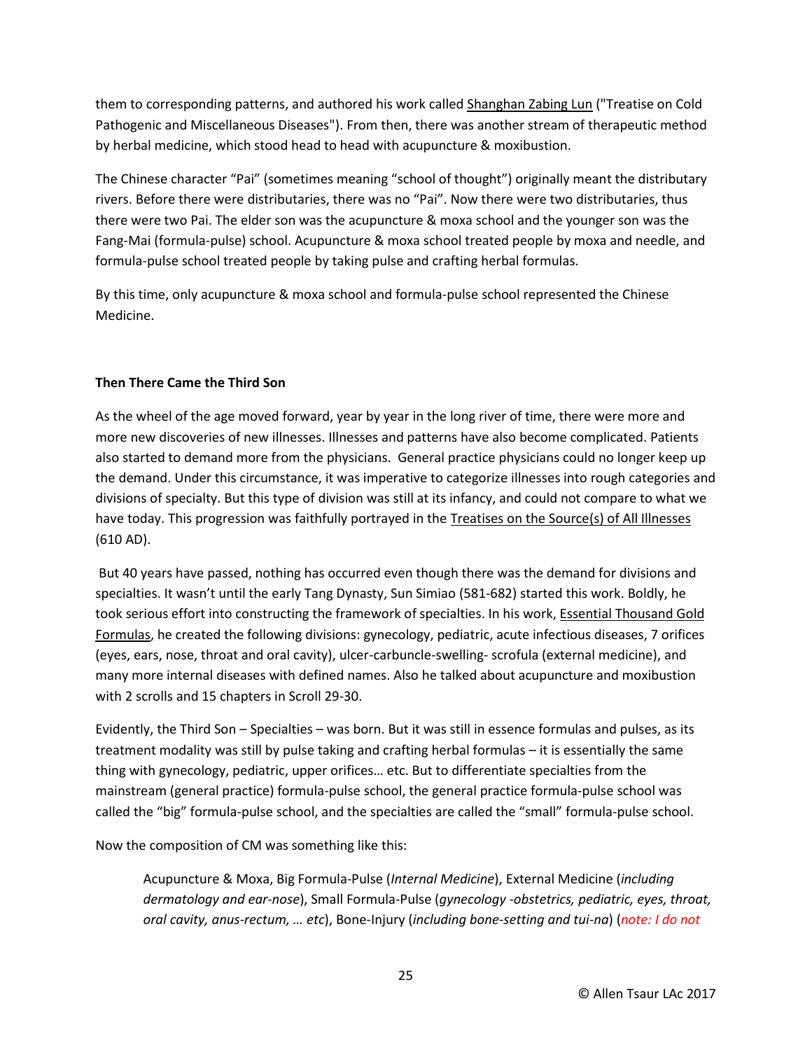them to corresponding patterns, and authored his work called Shanghan Zabing Lun ("Treatise on Cold Pathogenic and Miscellaneous Diseases"). From then, there was another stream of therapeutic method by herbal medicine, which stood head to head with acupuncture & moxibustion.

The Chinese character "Pai" (sometimes meaning "school of thought") originally meant the distributary rivers. Before there were distributaries, there was no "Pai". Now there were two distributaries, thus there were two Pai. The elder son was the acupuncture & moxa school and the younger son was the Fang-Mai (formula-pulse) school. Acupuncture & moxa school treated people by moxa and needle, and formula-pulse school treated people by taking pulse and crafting herbal formulas.

By this time, only acupuncture & moxa school and formula-pulse school represented the Chinese Medicine.

**Then There Came the Third Son**

As the wheel of the age moved forward, year by year in the long river of time, there were more and more new discoveries of new illnesses. Illnesses and patterns have also become complicated. Patients also started to demand more from the physicians. General practice physicians could no longer keep up the demand. Under this circumstance, it was imperative to categorize illnesses into rough categories and divisions of specialty. But this type of division was still at its infancy, and could not compare to what we have today. This progression was faithfully portrayed in the Treatises on the Source(s) of All Illnesses (610 AD).

But 40 years have passed, nothing has occurred even though there was the demand for divisions and specialties. It wasn't until the early Tang Dynasty, Sun Simiao (581-682) started this work. Boldly, he took serious effort into constructing the framework of specialties. In his work, Essential Thousand Gold Formulas, he created the following divisions: gynecology, pediatric, acute infectious diseases, 7 orifices (eyes, ears, nose, throat and oral cavity), ulcer-carbuncle-swelling- scrofula (external medicine), and many more internal diseases with defined names. Also he talked about acupuncture and moxibustion with 2 scrolls and 15 chapters in Scroll 29-30.

Evidently, the Third Son – Specialties – was born. But it was still in essence formulas and pulses, as its treatment modality was still by pulse taking and crafting herbal formulas – it is essentially the same thing with gynecology, pediatric, upper orifices… etc. But to differentiate specialties from the mainstream (general practice) formula-pulse school, the general practice formula-pulse school was called the "big" formula-pulse school, and the specialties are called the "small" formula-pulse school.

Now the composition of CM was something like this:

> Acupuncture & Moxa, Big Formula-Pulse (*Internal Medicine*), External Medicine (*including dermatology and ear-nose*), Small Formula-Pulse (*gynecology -obstetrics, pediatric, eyes, throat, oral cavity, anus-rectum, … etc*), Bone-Injury (*including bone-setting and tui-na*) (*note: I do not*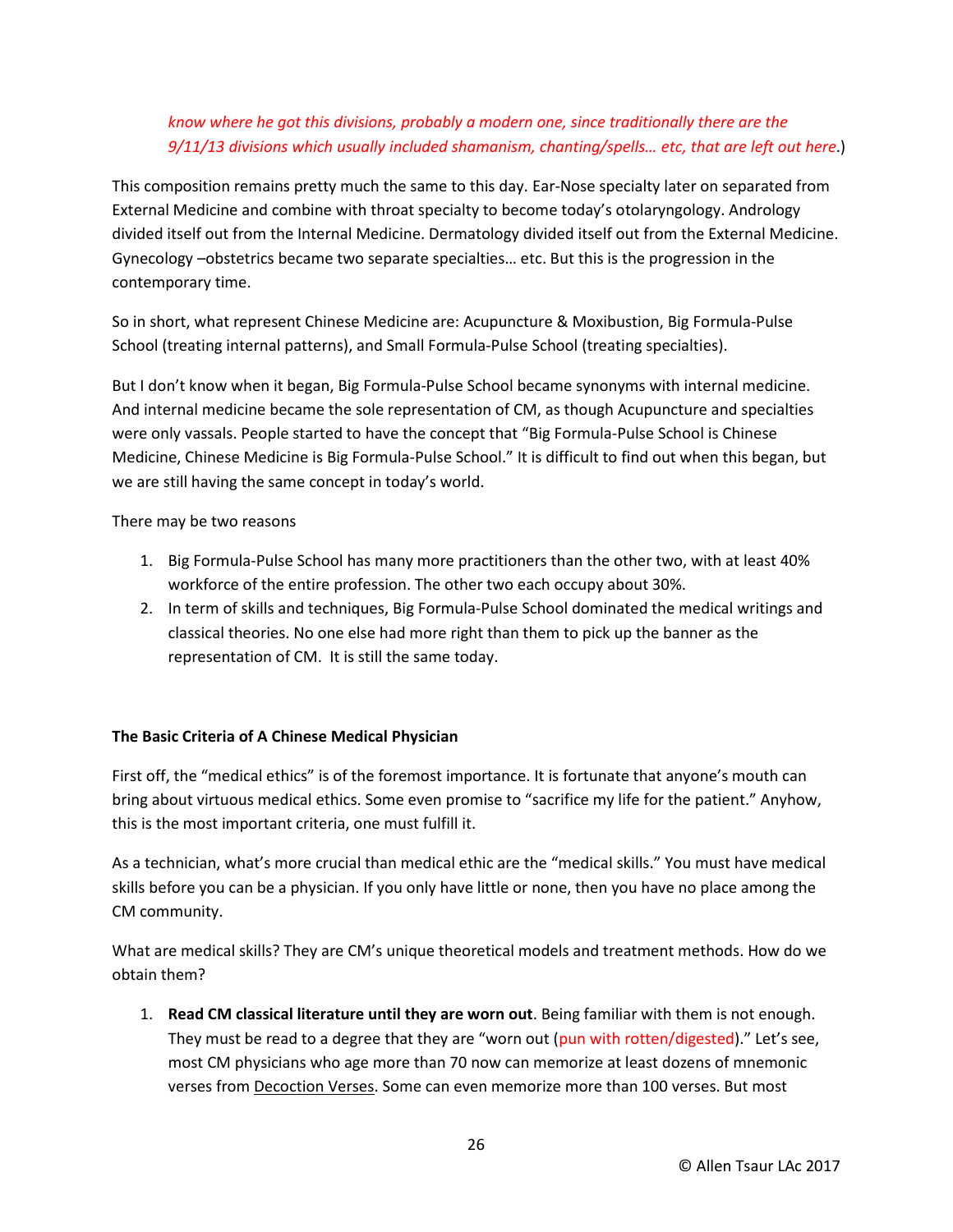*know where he got this divisions, probably a modern one, since traditionally there are the 9/11/13 divisions which usually included shamanism, chanting/spells… etc, that are left out here*.)

This composition remains pretty much the same to this day. Ear-Nose specialty later on separated from External Medicine and combine with throat specialty to become today's otolaryngology. Andrology divided itself out from the Internal Medicine. Dermatology divided itself out from the External Medicine. Gynecology –obstetrics became two separate specialties… etc. But this is the progression in the contemporary time.

So in short, what represent Chinese Medicine are: Acupuncture & Moxibustion, Big Formula-Pulse School (treating internal patterns), and Small Formula-Pulse School (treating specialties).

But I don't know when it began, Big Formula-Pulse School became synonyms with internal medicine. And internal medicine became the sole representation of CM, as though Acupuncture and specialties were only vassals. People started to have the concept that "Big Formula-Pulse School is Chinese Medicine, Chinese Medicine is Big Formula-Pulse School." It is difficult to find out when this began, but we are still having the same concept in today's world.

There may be two reasons

1. Big Formula-Pulse School has many more practitioners than the other two, with at least 40% workforce of the entire profession. The other two each occupy about 30%.
2. In term of skills and techniques, Big Formula-Pulse School dominated the medical writings and classical theories. No one else had more right than them to pick up the banner as the representation of CM. It is still the same today.

**The Basic Criteria of A Chinese Medical Physician**

First off, the "medical ethics" is of the foremost importance. It is fortunate that anyone's mouth can bring about virtuous medical ethics. Some even promise to "sacrifice my life for the patient." Anyhow, this is the most important criteria, one must fulfill it.

As a technician, what's more crucial than medical ethic are the "medical skills." You must have medical skills before you can be a physician. If you only have little or none, then you have no place among the CM community.

What are medical skills? They are CM's unique theoretical models and treatment methods. How do we obtain them?

1. **Read CM classical literature until they are worn out**. Being familiar with them is not enough. They must be read to a degree that they are "worn out (pun with rotten/digested)." Let's see, most CM physicians who age more than 70 now can memorize at least dozens of mnemonic verses from Decoction Verses. Some can even memorize more than 100 verses. But most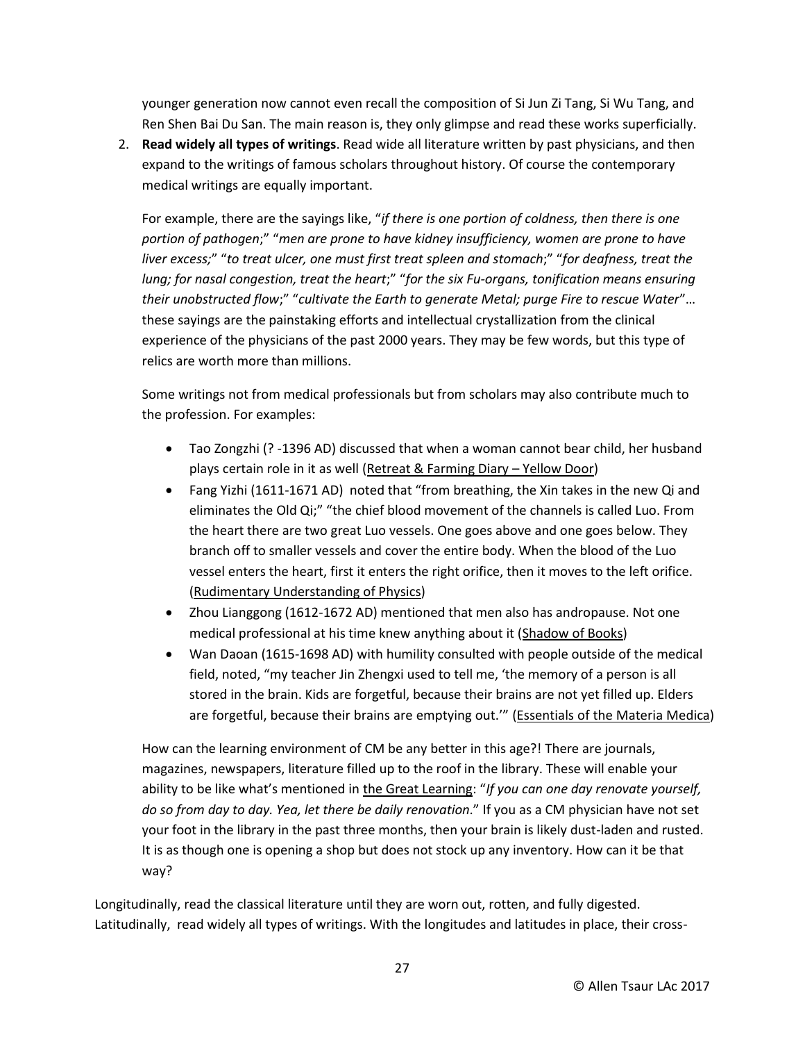younger generation now cannot even recall the composition of Si Jun Zi Tang, Si Wu Tang, and Ren Shen Bai Du San. The main reason is, they only glimpse and read these works superficially.

2. **Read widely all types of writings**. Read wide all literature written by past physicians, and then expand to the writings of famous scholars throughout history. Of course the contemporary medical writings are equally important.

   For example, there are the sayings like, "*if there is one portion of coldness, then there is one portion of pathogen*;" "*men are prone to have kidney insufficiency, women are prone to have liver excess;*" "*to treat ulcer, one must first treat spleen and stomach*;" "*for deafness, treat the lung; for nasal congestion, treat the heart*;" "*for the six Fu-organs, tonification means ensuring their unobstructed flow*;" "*cultivate the Earth to generate Metal; purge Fire to rescue Water*"… these sayings are the painstaking efforts and intellectual crystallization from the clinical experience of the physicians of the past 2000 years. They may be few words, but this type of relics are worth more than millions.

   Some writings not from medical professionals but from scholars may also contribute much to the profession. For examples:

   - Tao Zongzhi (? -1396 AD) discussed that when a woman cannot bear child, her husband plays certain role in it as well (<u>Retreat & Farming Diary – Yellow Door</u>)
   - Fang Yizhi (1611-1671 AD) noted that "from breathing, the Xin takes in the new Qi and eliminates the Old Qi;" "the chief blood movement of the channels is called Luo. From the heart there are two great Luo vessels. One goes above and one goes below. They branch off to smaller vessels and cover the entire body. When the blood of the Luo vessel enters the heart, first it enters the right orifice, then it moves to the left orifice. (<u>Rudimentary Understanding of Physics</u>)
   - Zhou Lianggong (1612-1672 AD) mentioned that men also has andropause. Not one medical professional at his time knew anything about it (<u>Shadow of Books</u>)
   - Wan Daoan (1615-1698 AD) with humility consulted with people outside of the medical field, noted, "my teacher Jin Zhengxi used to tell me, 'the memory of a person is all stored in the brain. Kids are forgetful, because their brains are not yet filled up. Elders are forgetful, because their brains are emptying out.'" (<u>Essentials of the Materia Medica</u>)

   How can the learning environment of CM be any better in this age?! There are journals, magazines, newspapers, literature filled up to the roof in the library. These will enable your ability to be like what's mentioned in <u>the Great Learning</u>: "*If you can one day renovate yourself, do so from day to day. Yea, let there be daily renovation*." If you as a CM physician have not set your foot in the library in the past three months, then your brain is likely dust-laden and rusted. It is as though one is opening a shop but does not stock up any inventory. How can it be that way?

Longitudinally, read the classical literature until they are worn out, rotten, and fully digested. Latitudinally, read widely all types of writings. With the longitudes and latitudes in place, their cross-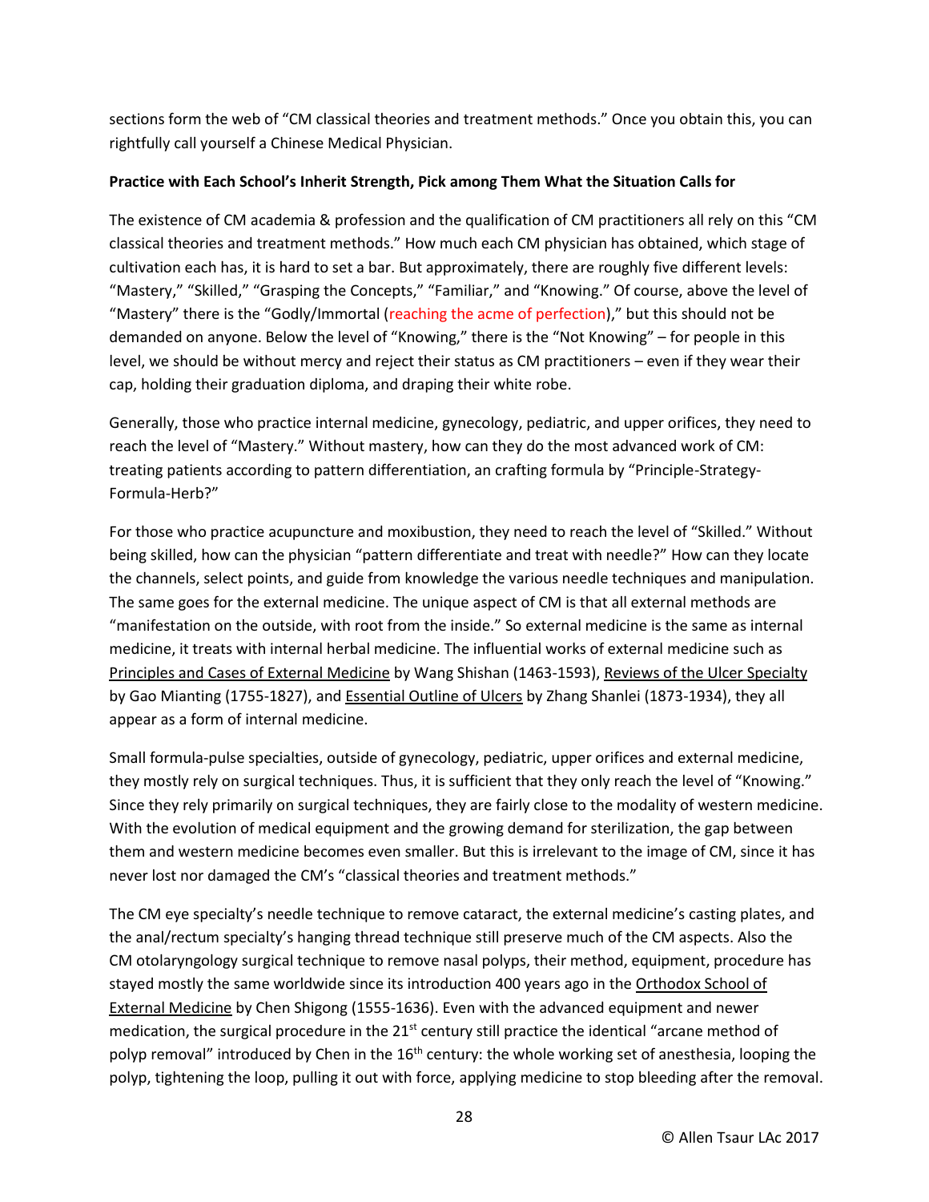sections form the web of "CM classical theories and treatment methods." Once you obtain this, you can rightfully call yourself a Chinese Medical Physician.

**Practice with Each School's Inherit Strength, Pick among Them What the Situation Calls for**

The existence of CM academia & profession and the qualification of CM practitioners all rely on this "CM classical theories and treatment methods." How much each CM physician has obtained, which stage of cultivation each has, it is hard to set a bar. But approximately, there are roughly five different levels: "Mastery," "Skilled," "Grasping the Concepts," "Familiar," and "Knowing." Of course, above the level of "Mastery" there is the "Godly/Immortal (reaching the acme of perfection)," but this should not be demanded on anyone. Below the level of "Knowing," there is the "Not Knowing" – for people in this level, we should be without mercy and reject their status as CM practitioners – even if they wear their cap, holding their graduation diploma, and draping their white robe.

Generally, those who practice internal medicine, gynecology, pediatric, and upper orifices, they need to reach the level of "Mastery." Without mastery, how can they do the most advanced work of CM: treating patients according to pattern differentiation, an crafting formula by "Principle-Strategy-Formula-Herb?"

For those who practice acupuncture and moxibustion, they need to reach the level of "Skilled." Without being skilled, how can the physician "pattern differentiate and treat with needle?" How can they locate the channels, select points, and guide from knowledge the various needle techniques and manipulation. The same goes for the external medicine. The unique aspect of CM is that all external methods are "manifestation on the outside, with root from the inside." So external medicine is the same as internal medicine, it treats with internal herbal medicine. The influential works of external medicine such as Principles and Cases of External Medicine by Wang Shishan (1463-1593), Reviews of the Ulcer Specialty by Gao Mianting (1755-1827), and Essential Outline of Ulcers by Zhang Shanlei (1873-1934), they all appear as a form of internal medicine.

Small formula-pulse specialties, outside of gynecology, pediatric, upper orifices and external medicine, they mostly rely on surgical techniques. Thus, it is sufficient that they only reach the level of "Knowing." Since they rely primarily on surgical techniques, they are fairly close to the modality of western medicine. With the evolution of medical equipment and the growing demand for sterilization, the gap between them and western medicine becomes even smaller. But this is irrelevant to the image of CM, since it has never lost nor damaged the CM's "classical theories and treatment methods."

The CM eye specialty's needle technique to remove cataract, the external medicine's casting plates, and the anal/rectum specialty's hanging thread technique still preserve much of the CM aspects. Also the CM otolaryngology surgical technique to remove nasal polyps, their method, equipment, procedure has stayed mostly the same worldwide since its introduction 400 years ago in the Orthodox School of External Medicine by Chen Shigong (1555-1636). Even with the advanced equipment and newer medication, the surgical procedure in the 21st century still practice the identical "arcane method of polyp removal" introduced by Chen in the 16th century: the whole working set of anesthesia, looping the polyp, tightening the loop, pulling it out with force, applying medicine to stop bleeding after the removal.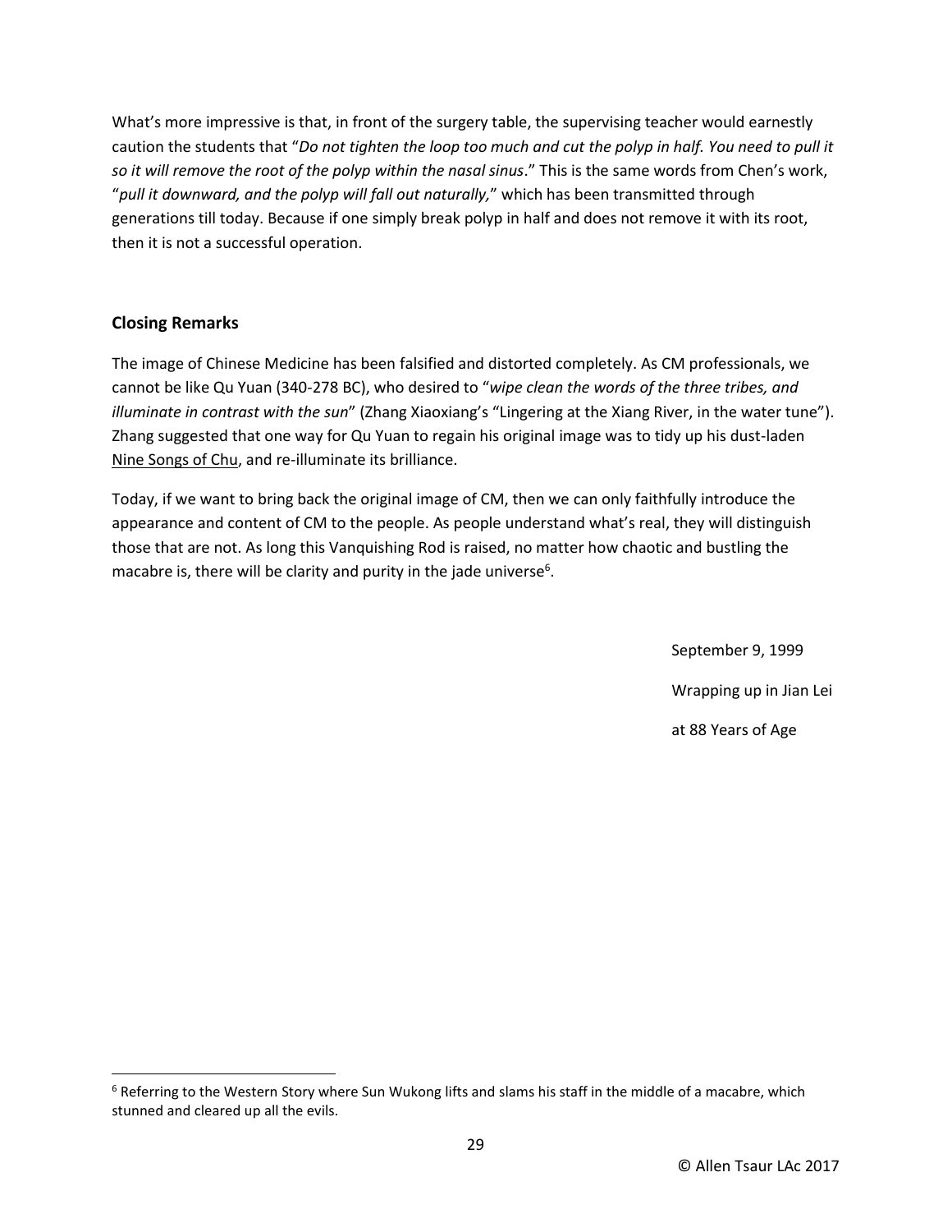What's more impressive is that, in front of the surgery table, the supervising teacher would earnestly caution the students that "*Do not tighten the loop too much and cut the polyp in half. You need to pull it so it will remove the root of the polyp within the nasal sinus*." This is the same words from Chen's work, "*pull it downward, and the polyp will fall out naturally,*" which has been transmitted through generations till today. Because if one simply break polyp in half and does not remove it with its root, then it is not a successful operation.

## Closing Remarks

The image of Chinese Medicine has been falsified and distorted completely. As CM professionals, we cannot be like Qu Yuan (340-278 BC), who desired to "*wipe clean the words of the three tribes, and illuminate in contrast with the sun*" (Zhang Xiaoxiang's "Lingering at the Xiang River, in the water tune"). Zhang suggested that one way for Qu Yuan to regain his original image was to tidy up his dust-laden Nine Songs of Chu, and re-illuminate its brilliance.

Today, if we want to bring back the original image of CM, then we can only faithfully introduce the appearance and content of CM to the people. As people understand what's real, they will distinguish those that are not. As long this Vanquishing Rod is raised, no matter how chaotic and bustling the macabre is, there will be clarity and purity in the jade universe[6].

September 9, 1999

Wrapping up in Jian Lei

at 88 Years of Age

[6] Referring to the Western Story where Sun Wukong lifts and slams his staff in the middle of a macabre, which stunned and cleared up all the evils.

© Allen Tsaur LAc 2017